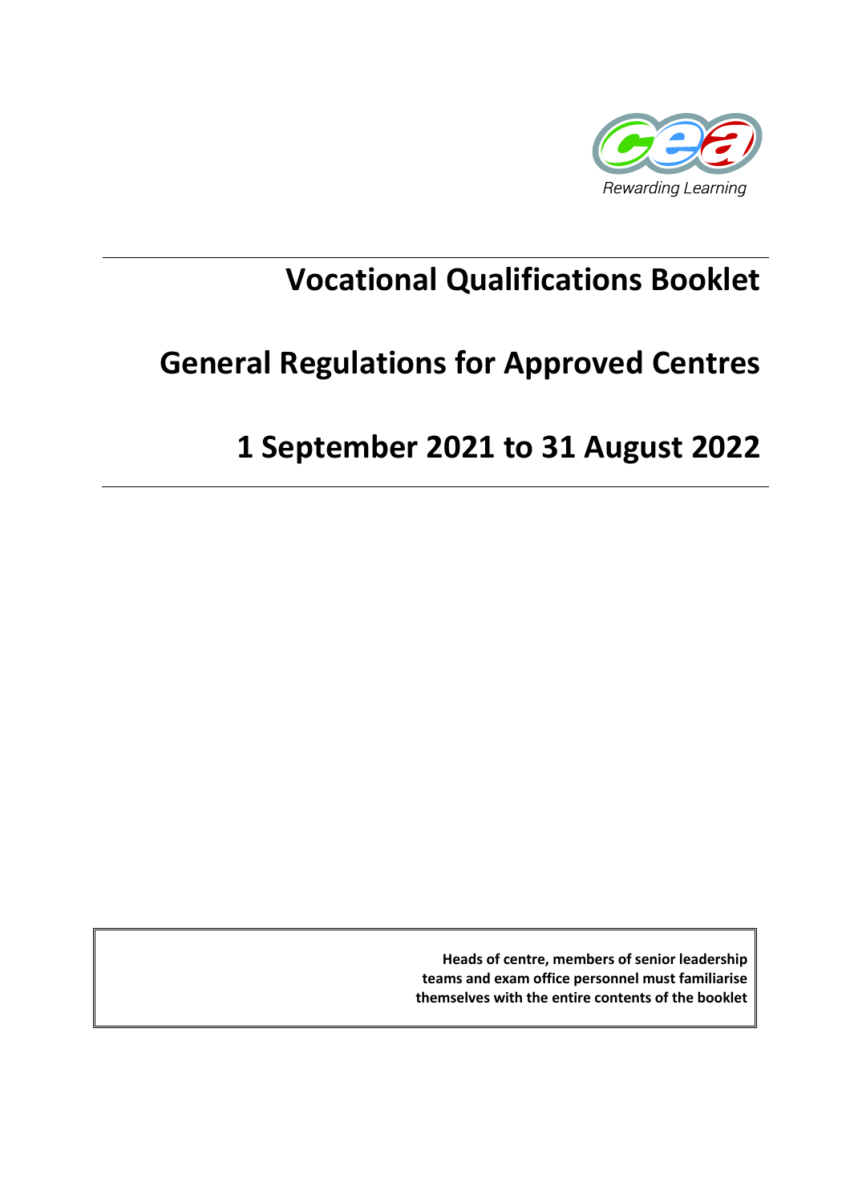Rewarding Learning

# Vocational Qualifications Booklet

# General Regulations for Approved Centres

# 1 September 2021 to 31 August 2022

**Heads of centre, members of senior leadership teams and exam office personnel must familiarise themselves with the entire contents of the booklet**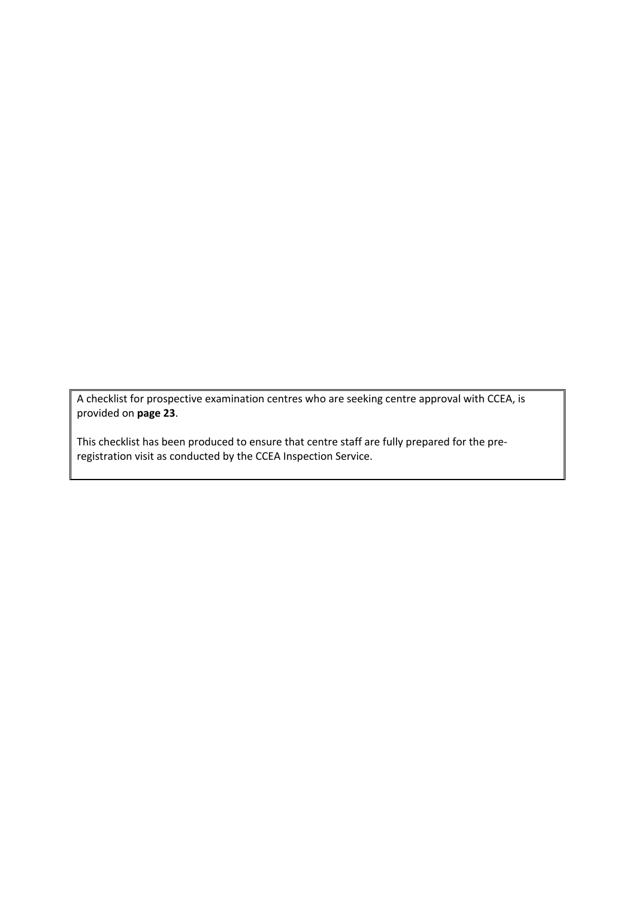A checklist for prospective examination centres who are seeking centre approval with CCEA, is provided on **page 23**.

This checklist has been produced to ensure that centre staff are fully prepared for the pre-registration visit as conducted by the CCEA Inspection Service.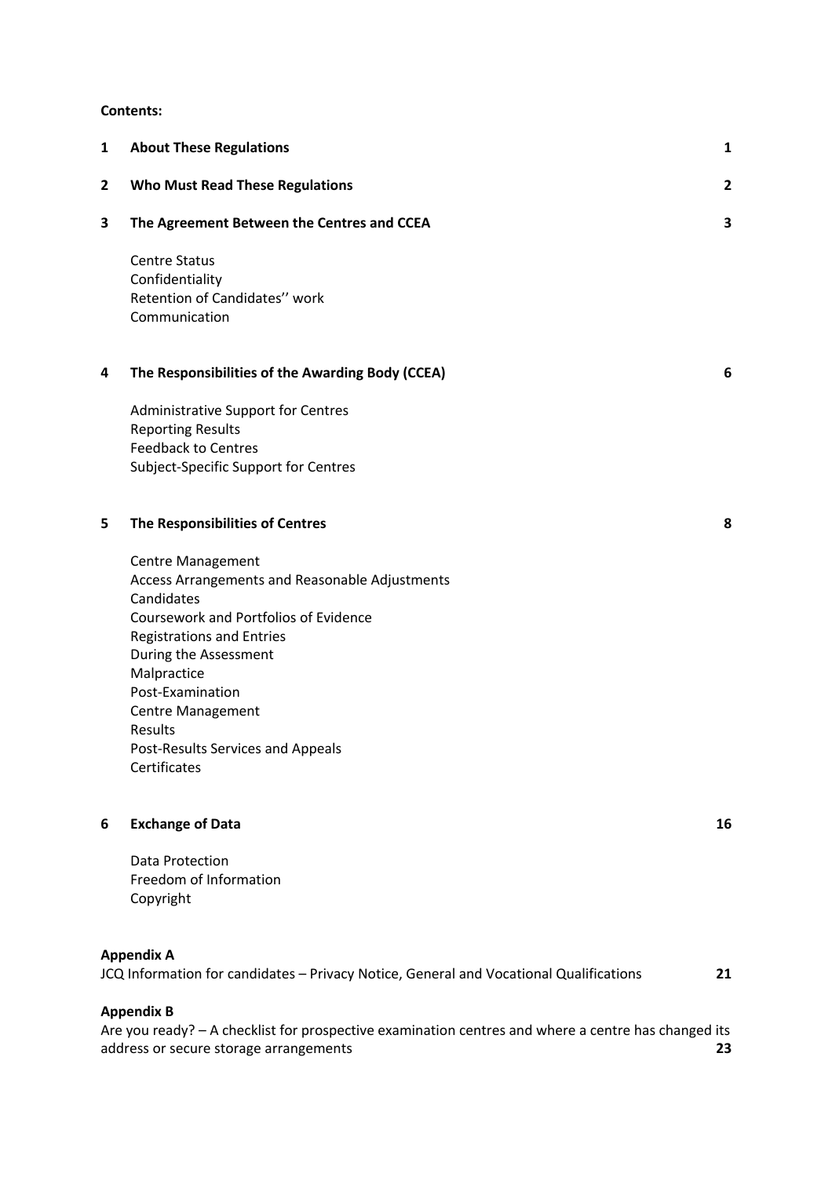**Contents:**

| | | |
|---|---|---|
| **1** | **About These Regulations** | **1** |
| **2** | **Who Must Read These Regulations** | **2** |
| **3** | **The Agreement Between the Centres and CCEA** | **3** |
| | Centre Status<br>Confidentiality<br>Retention of Candidates'' work<br>Communication | |
| **4** | **The Responsibilities of the Awarding Body (CCEA)** | **6** |
| | Administrative Support for Centres<br>Reporting Results<br>Feedback to Centres<br>Subject-Specific Support for Centres | |
| **5** | **The Responsibilities of Centres** | **8** |
| | Centre Management<br>Access Arrangements and Reasonable Adjustments<br>Candidates<br>Coursework and Portfolios of Evidence<br>Registrations and Entries<br>During the Assessment<br>Malpractice<br>Post-Examination<br>Centre Management<br>Results<br>Post-Results Services and Appeals<br>Certificates | |
| **6** | **Exchange of Data** | **16** |
| | Data Protection<br>Freedom of Information<br>Copyright | |

**Appendix A**
JCQ Information for candidates – Privacy Notice, General and Vocational Qualifications **21**

**Appendix B**
Are you ready? – A checklist for prospective examination centres and where a centre has changed its address or secure storage arrangements **23**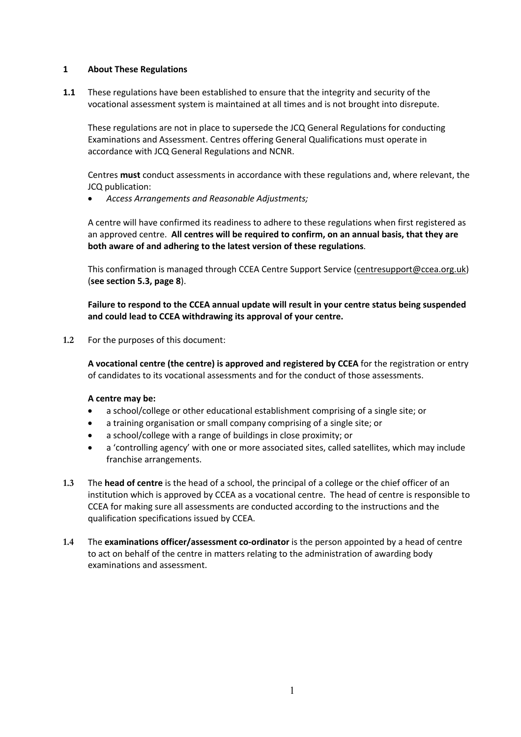## 1 About These Regulations

**1.1** These regulations have been established to ensure that the integrity and security of the vocational assessment system is maintained at all times and is not brought into disrepute.

These regulations are not in place to supersede the JCQ General Regulations for conducting Examinations and Assessment. Centres offering General Qualifications must operate in accordance with JCQ General Regulations and NCNR.

Centres **must** conduct assessments in accordance with these regulations and, where relevant, the JCQ publication:

- *Access Arrangements and Reasonable Adjustments;*

A centre will have confirmed its readiness to adhere to these regulations when first registered as an approved centre. **All centres will be required to confirm, on an annual basis, that they are both aware of and adhering to the latest version of these regulations**.

This confirmation is managed through CCEA Centre Support Service (centresupport@ccea.org.uk) (**see section 5.3, page 8**).

**Failure to respond to the CCEA annual update will result in your centre status being suspended and could lead to CCEA withdrawing its approval of your centre.**

**1.2** For the purposes of this document:

**A vocational centre (the centre) is approved and registered by CCEA** for the registration or entry of candidates to its vocational assessments and for the conduct of those assessments.

**A centre may be:**

- a school/college or other educational establishment comprising of a single site; or
- a training organisation or small company comprising of a single site; or
- a school/college with a range of buildings in close proximity; or
- a 'controlling agency' with one or more associated sites, called satellites, which may include franchise arrangements.

**1.3** The **head of centre** is the head of a school, the principal of a college or the chief officer of an institution which is approved by CCEA as a vocational centre. The head of centre is responsible to CCEA for making sure all assessments are conducted according to the instructions and the qualification specifications issued by CCEA.

**1.4** The **examinations officer/assessment co-ordinator** is the person appointed by a head of centre to act on behalf of the centre in matters relating to the administration of awarding body examinations and assessment.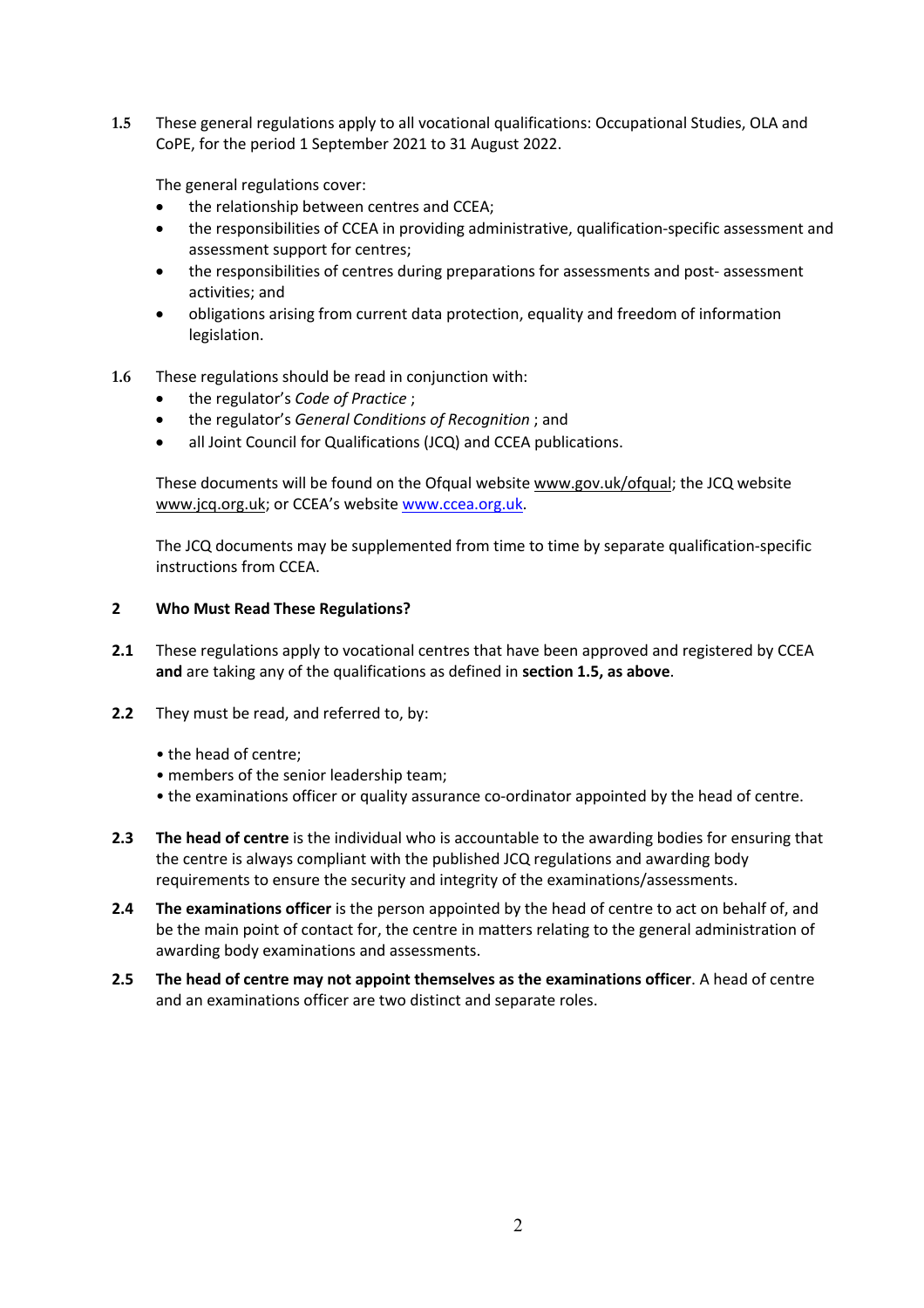**1.5** These general regulations apply to all vocational qualifications: Occupational Studies, OLA and CoPE, for the period 1 September 2021 to 31 August 2022.

The general regulations cover:

- the relationship between centres and CCEA;
- the responsibilities of CCEA in providing administrative, qualification-specific assessment and assessment support for centres;
- the responsibilities of centres during preparations for assessments and post- assessment activities; and
- obligations arising from current data protection, equality and freedom of information legislation.

**1.6** These regulations should be read in conjunction with:

- the regulator's *Code of Practice* ;
- the regulator's *General Conditions of Recognition* ; and
- all Joint Council for Qualifications (JCQ) and CCEA publications.

These documents will be found on the Ofqual website www.gov.uk/ofqual; the JCQ website www.jcq.org.uk; or CCEA's website www.ccea.org.uk.

The JCQ documents may be supplemented from time to time by separate qualification-specific instructions from CCEA.

## 2 Who Must Read These Regulations?

**2.1** These regulations apply to vocational centres that have been approved and registered by CCEA **and** are taking any of the qualifications as defined in **section 1.5, as above**.

**2.2** They must be read, and referred to, by:

- the head of centre;
- members of the senior leadership team;
- the examinations officer or quality assurance co-ordinator appointed by the head of centre.

**2.3** **The head of centre** is the individual who is accountable to the awarding bodies for ensuring that the centre is always compliant with the published JCQ regulations and awarding body requirements to ensure the security and integrity of the examinations/assessments.

**2.4** **The examinations officer** is the person appointed by the head of centre to act on behalf of, and be the main point of contact for, the centre in matters relating to the general administration of awarding body examinations and assessments.

**2.5** **The head of centre may not appoint themselves as the examinations officer**. A head of centre and an examinations officer are two distinct and separate roles.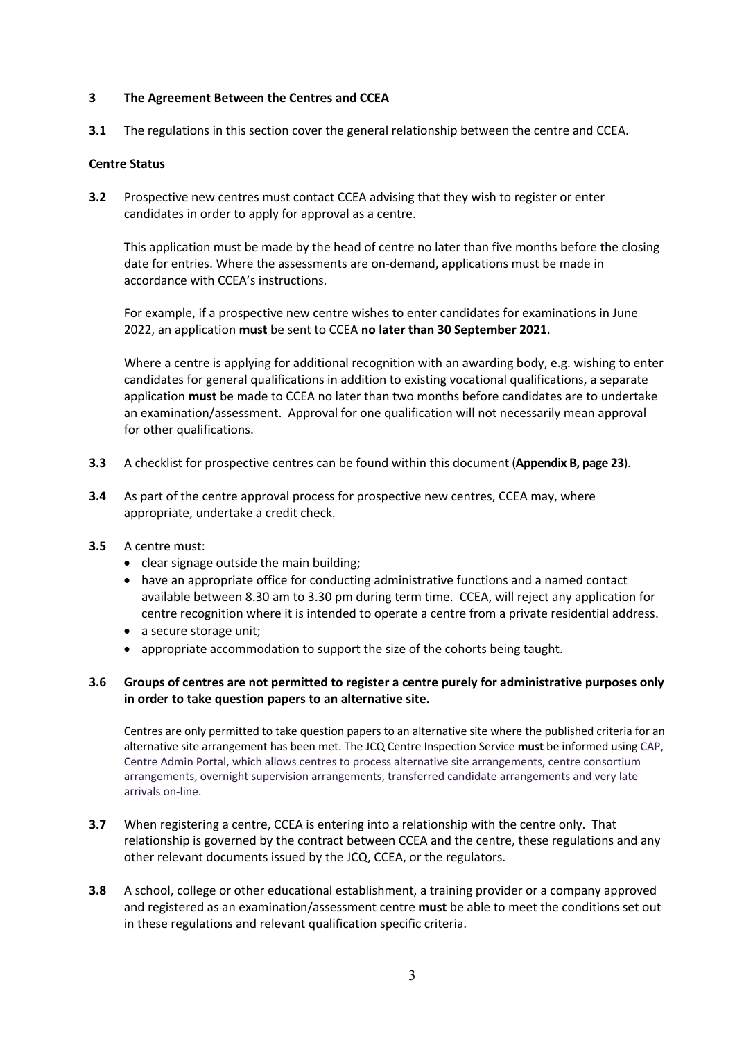## 3 The Agreement Between the Centres and CCEA

**3.1** The regulations in this section cover the general relationship between the centre and CCEA.

### Centre Status

**3.2** Prospective new centres must contact CCEA advising that they wish to register or enter candidates in order to apply for approval as a centre.

This application must be made by the head of centre no later than five months before the closing date for entries. Where the assessments are on-demand, applications must be made in accordance with CCEA's instructions.

For example, if a prospective new centre wishes to enter candidates for examinations in June 2022, an application **must** be sent to CCEA **no later than 30 September 2021**.

Where a centre is applying for additional recognition with an awarding body, e.g. wishing to enter candidates for general qualifications in addition to existing vocational qualifications, a separate application **must** be made to CCEA no later than two months before candidates are to undertake an examination/assessment. Approval for one qualification will not necessarily mean approval for other qualifications.

**3.3** A checklist for prospective centres can be found within this document (**Appendix B, page 23**).

**3.4** As part of the centre approval process for prospective new centres, CCEA may, where appropriate, undertake a credit check.

**3.5** A centre must:

- clear signage outside the main building;
- have an appropriate office for conducting administrative functions and a named contact available between 8.30 am to 3.30 pm during term time. CCEA, will reject any application for centre recognition where it is intended to operate a centre from a private residential address.
- a secure storage unit;
- appropriate accommodation to support the size of the cohorts being taught.

**3.6 Groups of centres are not permitted to register a centre purely for administrative purposes only in order to take question papers to an alternative site.**

Centres are only permitted to take question papers to an alternative site where the published criteria for an alternative site arrangement has been met. The JCQ Centre Inspection Service **must** be informed using CAP, Centre Admin Portal, which allows centres to process alternative site arrangements, centre consortium arrangements, overnight supervision arrangements, transferred candidate arrangements and very late arrivals on-line.

**3.7** When registering a centre, CCEA is entering into a relationship with the centre only. That relationship is governed by the contract between CCEA and the centre, these regulations and any other relevant documents issued by the JCQ, CCEA, or the regulators.

**3.8** A school, college or other educational establishment, a training provider or a company approved and registered as an examination/assessment centre **must** be able to meet the conditions set out in these regulations and relevant qualification specific criteria.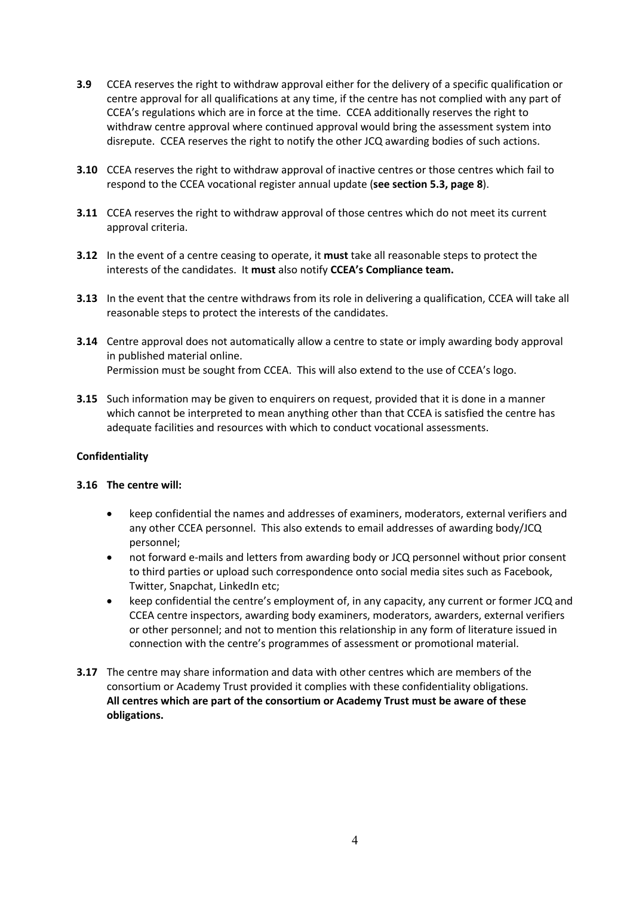**3.9** CCEA reserves the right to withdraw approval either for the delivery of a specific qualification or centre approval for all qualifications at any time, if the centre has not complied with any part of CCEA's regulations which are in force at the time. CCEA additionally reserves the right to withdraw centre approval where continued approval would bring the assessment system into disrepute. CCEA reserves the right to notify the other JCQ awarding bodies of such actions.

**3.10** CCEA reserves the right to withdraw approval of inactive centres or those centres which fail to respond to the CCEA vocational register annual update (**see section 5.3, page 8**).

**3.11** CCEA reserves the right to withdraw approval of those centres which do not meet its current approval criteria.

**3.12** In the event of a centre ceasing to operate, it **must** take all reasonable steps to protect the interests of the candidates. It **must** also notify **CCEA's Compliance team.**

**3.13** In the event that the centre withdraws from its role in delivering a qualification, CCEA will take all reasonable steps to protect the interests of the candidates.

**3.14** Centre approval does not automatically allow a centre to state or imply awarding body approval in published material online.
Permission must be sought from CCEA. This will also extend to the use of CCEA's logo.

**3.15** Such information may be given to enquirers on request, provided that it is done in a manner which cannot be interpreted to mean anything other than that CCEA is satisfied the centre has adequate facilities and resources with which to conduct vocational assessments.

**Confidentiality**

**3.16 The centre will:**

- keep confidential the names and addresses of examiners, moderators, external verifiers and any other CCEA personnel. This also extends to email addresses of awarding body/JCQ personnel;
- not forward e-mails and letters from awarding body or JCQ personnel without prior consent to third parties or upload such correspondence onto social media sites such as Facebook, Twitter, Snapchat, LinkedIn etc;
- keep confidential the centre's employment of, in any capacity, any current or former JCQ and CCEA centre inspectors, awarding body examiners, moderators, awarders, external verifiers or other personnel; and not to mention this relationship in any form of literature issued in connection with the centre's programmes of assessment or promotional material.

**3.17** The centre may share information and data with other centres which are members of the consortium or Academy Trust provided it complies with these confidentiality obligations.
**All centres which are part of the consortium or Academy Trust must be aware of these obligations.**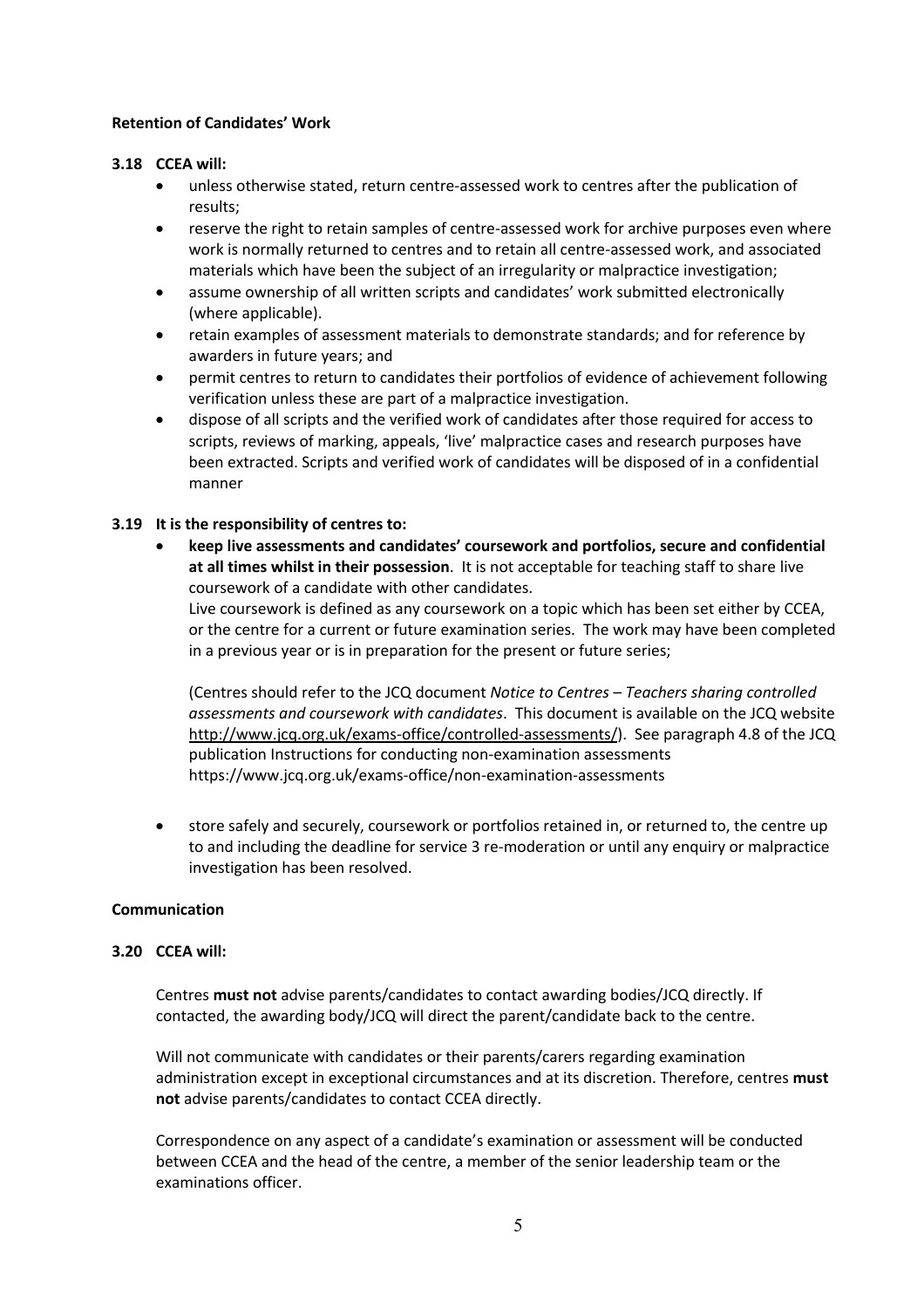**Retention of Candidates' Work**

**3.18 CCEA will:**

- unless otherwise stated, return centre-assessed work to centres after the publication of results;
- reserve the right to retain samples of centre-assessed work for archive purposes even where work is normally returned to centres and to retain all centre-assessed work, and associated materials which have been the subject of an irregularity or malpractice investigation;
- assume ownership of all written scripts and candidates' work submitted electronically (where applicable).
- retain examples of assessment materials to demonstrate standards; and for reference by awarders in future years; and
- permit centres to return to candidates their portfolios of evidence of achievement following verification unless these are part of a malpractice investigation.
- dispose of all scripts and the verified work of candidates after those required for access to scripts, reviews of marking, appeals, 'live' malpractice cases and research purposes have been extracted. Scripts and verified work of candidates will be disposed of in a confidential manner

**3.19 It is the responsibility of centres to:**

- **keep live assessments and candidates' coursework and portfolios, secure and confidential at all times whilst in their possession**. It is not acceptable for teaching staff to share live coursework of a candidate with other candidates.
  Live coursework is defined as any coursework on a topic which has been set either by CCEA, or the centre for a current or future examination series. The work may have been completed in a previous year or is in preparation for the present or future series;

  (Centres should refer to the JCQ document *Notice to Centres – Teachers sharing controlled assessments and coursework with candidates*. This document is available on the JCQ website http://www.jcq.org.uk/exams-office/controlled-assessments/). See paragraph 4.8 of the JCQ publication Instructions for conducting non-examination assessments https://www.jcq.org.uk/exams-office/non-examination-assessments

- store safely and securely, coursework or portfolios retained in, or returned to, the centre up to and including the deadline for service 3 re-moderation or until any enquiry or malpractice investigation has been resolved.

**Communication**

**3.20 CCEA will:**

Centres **must not** advise parents/candidates to contact awarding bodies/JCQ directly. If contacted, the awarding body/JCQ will direct the parent/candidate back to the centre.

Will not communicate with candidates or their parents/carers regarding examination administration except in exceptional circumstances and at its discretion. Therefore, centres **must not** advise parents/candidates to contact CCEA directly.

Correspondence on any aspect of a candidate's examination or assessment will be conducted between CCEA and the head of the centre, a member of the senior leadership team or the examinations officer.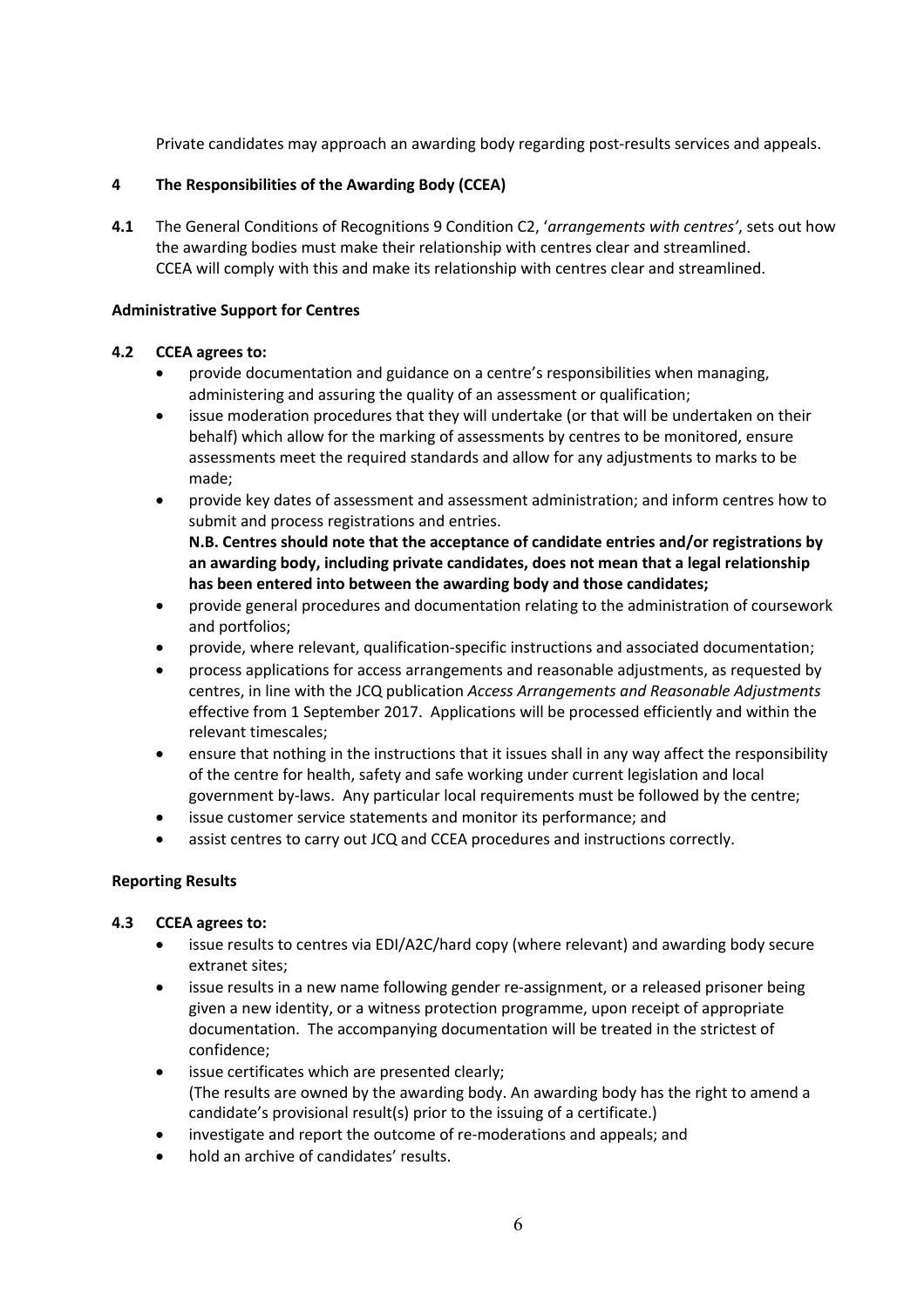Private candidates may approach an awarding body regarding post-results services and appeals.

## 4 The Responsibilities of the Awarding Body (CCEA)

**4.1** The General Conditions of Recognitions 9 Condition C2, '*arrangements with centres*', sets out how the awarding bodies must make their relationship with centres clear and streamlined. CCEA will comply with this and make its relationship with centres clear and streamlined.

### Administrative Support for Centres

**4.2 CCEA agrees to:**

- provide documentation and guidance on a centre's responsibilities when managing, administering and assuring the quality of an assessment or qualification;
- issue moderation procedures that they will undertake (or that will be undertaken on their behalf) which allow for the marking of assessments by centres to be monitored, ensure assessments meet the required standards and allow for any adjustments to marks to be made;
- provide key dates of assessment and assessment administration; and inform centres how to submit and process registrations and entries.
  **N.B. Centres should note that the acceptance of candidate entries and/or registrations by an awarding body, including private candidates, does not mean that a legal relationship has been entered into between the awarding body and those candidates;**
- provide general procedures and documentation relating to the administration of coursework and portfolios;
- provide, where relevant, qualification-specific instructions and associated documentation;
- process applications for access arrangements and reasonable adjustments, as requested by centres, in line with the JCQ publication *Access Arrangements and Reasonable Adjustments* effective from 1 September 2017. Applications will be processed efficiently and within the relevant timescales;
- ensure that nothing in the instructions that it issues shall in any way affect the responsibility of the centre for health, safety and safe working under current legislation and local government by-laws. Any particular local requirements must be followed by the centre;
- issue customer service statements and monitor its performance; and
- assist centres to carry out JCQ and CCEA procedures and instructions correctly.

### Reporting Results

**4.3 CCEA agrees to:**

- issue results to centres via EDI/A2C/hard copy (where relevant) and awarding body secure extranet sites;
- issue results in a new name following gender re-assignment, or a released prisoner being given a new identity, or a witness protection programme, upon receipt of appropriate documentation. The accompanying documentation will be treated in the strictest of confidence;
- issue certificates which are presented clearly;
  (The results are owned by the awarding body. An awarding body has the right to amend a candidate's provisional result(s) prior to the issuing of a certificate.)
- investigate and report the outcome of re-moderations and appeals; and
- hold an archive of candidates' results.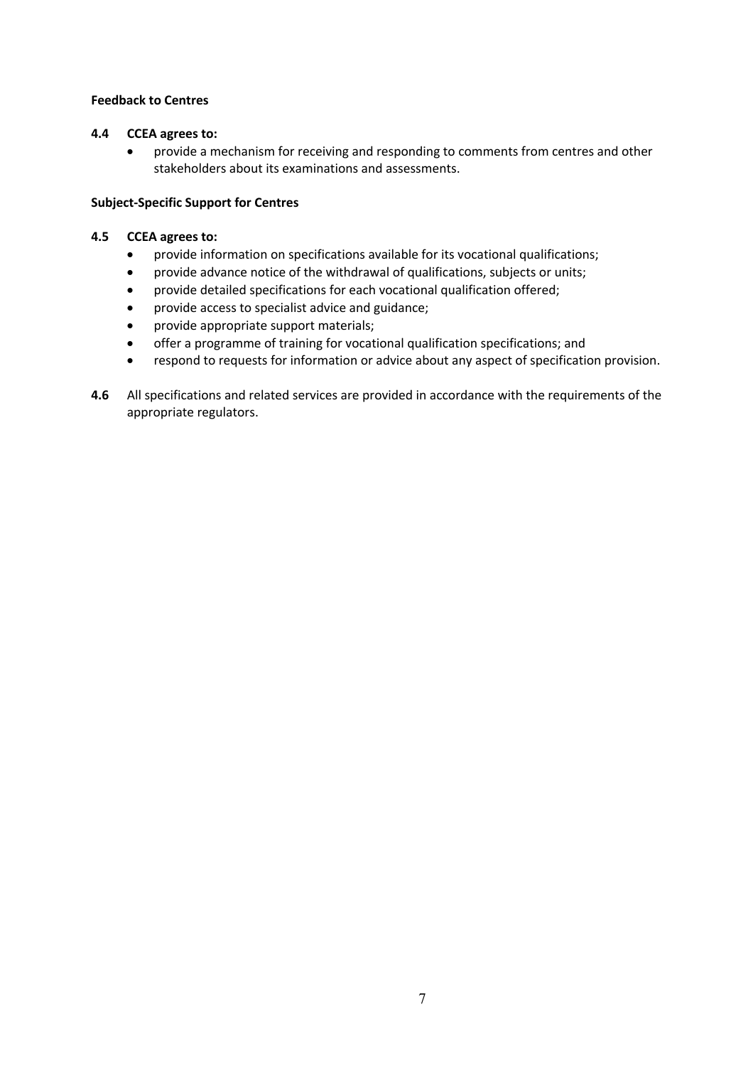**Feedback to Centres**

**4.4 CCEA agrees to:**

- provide a mechanism for receiving and responding to comments from centres and other stakeholders about its examinations and assessments.

**Subject-Specific Support for Centres**

**4.5 CCEA agrees to:**

- provide information on specifications available for its vocational qualifications;
- provide advance notice of the withdrawal of qualifications, subjects or units;
- provide detailed specifications for each vocational qualification offered;
- provide access to specialist advice and guidance;
- provide appropriate support materials;
- offer a programme of training for vocational qualification specifications; and
- respond to requests for information or advice about any aspect of specification provision.

**4.6** All specifications and related services are provided in accordance with the requirements of the appropriate regulators.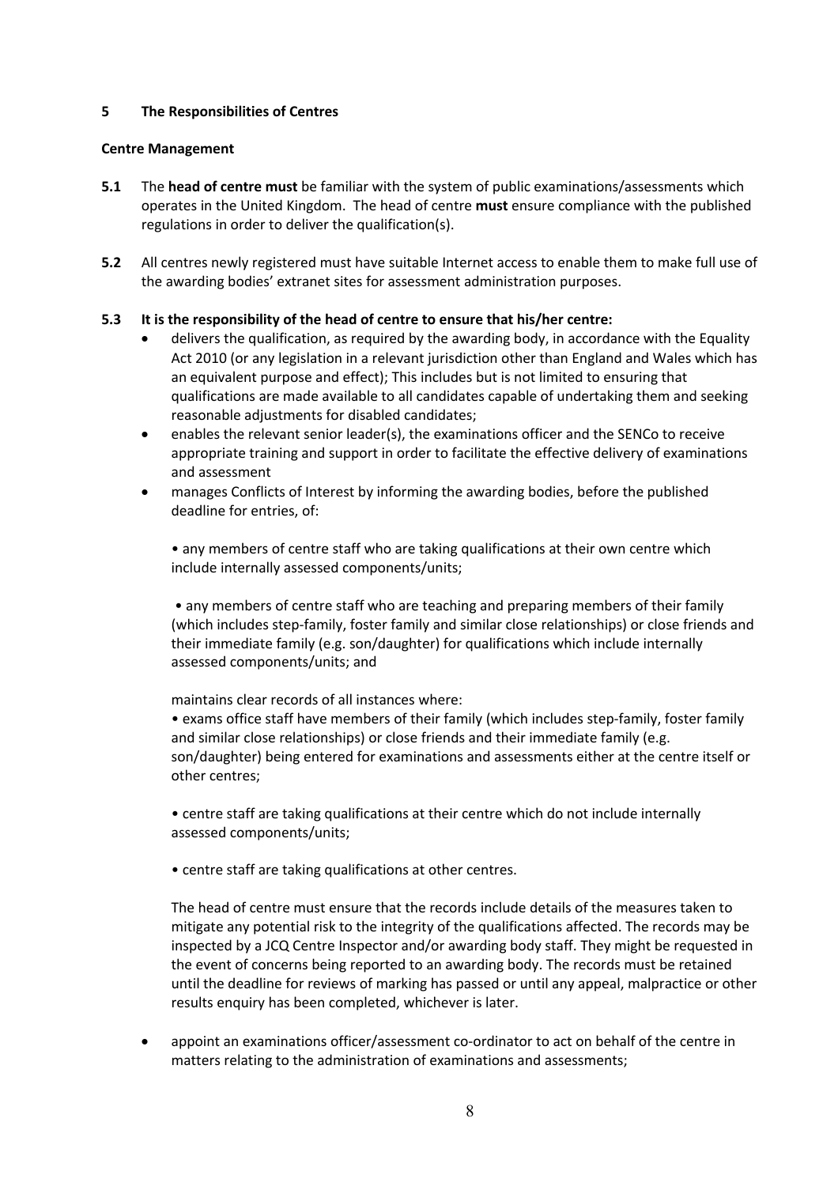## 5 The Responsibilities of Centres

### Centre Management

**5.1** The **head of centre must** be familiar with the system of public examinations/assessments which operates in the United Kingdom. The head of centre **must** ensure compliance with the published regulations in order to deliver the qualification(s).

**5.2** All centres newly registered must have suitable Internet access to enable them to make full use of the awarding bodies' extranet sites for assessment administration purposes.

**5.3 It is the responsibility of the head of centre to ensure that his/her centre:**

- delivers the qualification, as required by the awarding body, in accordance with the Equality Act 2010 (or any legislation in a relevant jurisdiction other than England and Wales which has an equivalent purpose and effect); This includes but is not limited to ensuring that qualifications are made available to all candidates capable of undertaking them and seeking reasonable adjustments for disabled candidates;
- enables the relevant senior leader(s), the examinations officer and the SENCo to receive appropriate training and support in order to facilitate the effective delivery of examinations and assessment
- manages Conflicts of Interest by informing the awarding bodies, before the published deadline for entries, of:

  • any members of centre staff who are taking qualifications at their own centre which include internally assessed components/units;

  • any members of centre staff who are teaching and preparing members of their family (which includes step-family, foster family and similar close relationships) or close friends and their immediate family (e.g. son/daughter) for qualifications which include internally assessed components/units; and

  maintains clear records of all instances where:

  • exams office staff have members of their family (which includes step-family, foster family and similar close relationships) or close friends and their immediate family (e.g. son/daughter) being entered for examinations and assessments either at the centre itself or other centres;

  • centre staff are taking qualifications at their centre which do not include internally assessed components/units;

  • centre staff are taking qualifications at other centres.

  The head of centre must ensure that the records include details of the measures taken to mitigate any potential risk to the integrity of the qualifications affected. The records may be inspected by a JCQ Centre Inspector and/or awarding body staff. They might be requested in the event of concerns being reported to an awarding body. The records must be retained until the deadline for reviews of marking has passed or until any appeal, malpractice or other results enquiry has been completed, whichever is later.

- appoint an examinations officer/assessment co-ordinator to act on behalf of the centre in matters relating to the administration of examinations and assessments;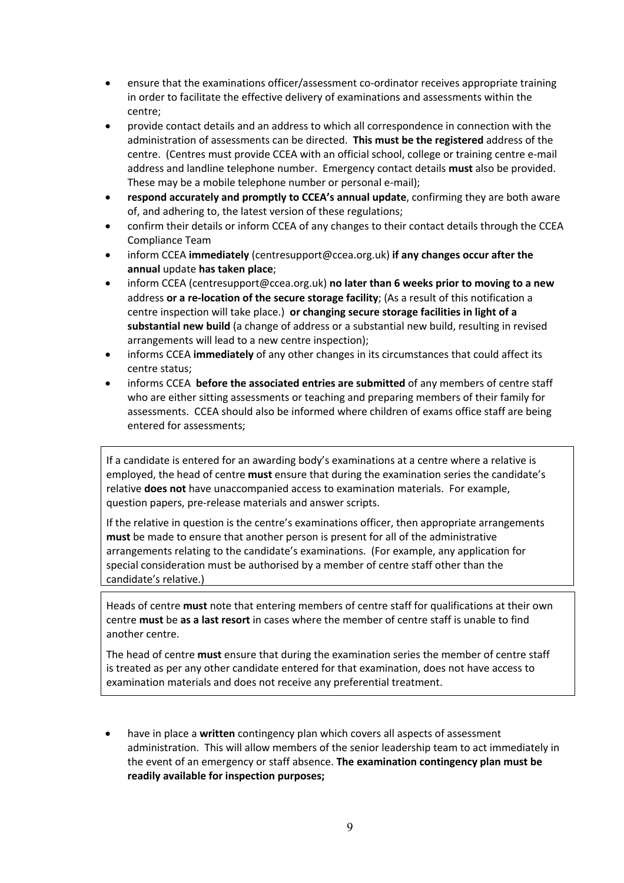- ensure that the examinations officer/assessment co-ordinator receives appropriate training in order to facilitate the effective delivery of examinations and assessments within the centre;
- provide contact details and an address to which all correspondence in connection with the administration of assessments can be directed. **This must be the registered** address of the centre. (Centres must provide CCEA with an official school, college or training centre e-mail address and landline telephone number. Emergency contact details **must** also be provided. These may be a mobile telephone number or personal e-mail);
- **respond accurately and promptly to CCEA's annual update**, confirming they are both aware of, and adhering to, the latest version of these regulations;
- confirm their details or inform CCEA of any changes to their contact details through the CCEA Compliance Team
- inform CCEA **immediately** (centresupport@ccea.org.uk) **if any changes occur after the annual** update **has taken place**;
- inform CCEA (centresupport@ccea.org.uk) **no later than 6 weeks prior to moving to a new** address **or a re-location of the secure storage facility**; (As a result of this notification a centre inspection will take place.) **or changing secure storage facilities in light of a substantial new build** (a change of address or a substantial new build, resulting in revised arrangements will lead to a new centre inspection);
- informs CCEA **immediately** of any other changes in its circumstances that could affect its centre status;
- informs CCEA **before the associated entries are submitted** of any members of centre staff who are either sitting assessments or teaching and preparing members of their family for assessments. CCEA should also be informed where children of exams office staff are being entered for assessments;

> If a candidate is entered for an awarding body's examinations at a centre where a relative is employed, the head of centre **must** ensure that during the examination series the candidate's relative **does not** have unaccompanied access to examination materials. For example, question papers, pre-release materials and answer scripts.
>
> If the relative in question is the centre's examinations officer, then appropriate arrangements **must** be made to ensure that another person is present for all of the administrative arrangements relating to the candidate's examinations. (For example, any application for special consideration must be authorised by a member of centre staff other than the candidate's relative.)

> Heads of centre **must** note that entering members of centre staff for qualifications at their own centre **must** be **as a last resort** in cases where the member of centre staff is unable to find another centre.
>
> The head of centre **must** ensure that during the examination series the member of centre staff is treated as per any other candidate entered for that examination, does not have access to examination materials and does not receive any preferential treatment.

- have in place a **written** contingency plan which covers all aspects of assessment administration. This will allow members of the senior leadership team to act immediately in the event of an emergency or staff absence. **The examination contingency plan must be readily available for inspection purposes;**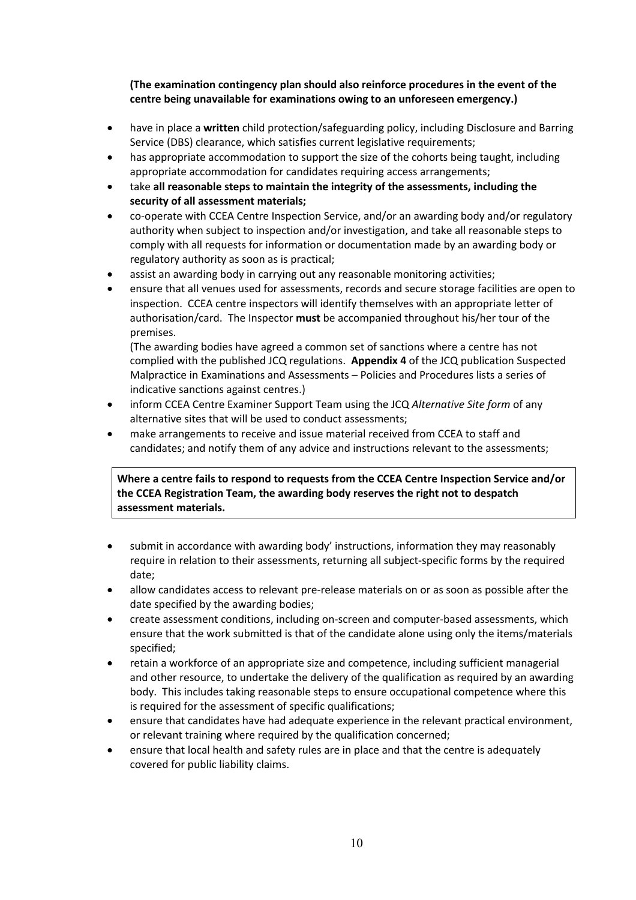**(The examination contingency plan should also reinforce procedures in the event of the centre being unavailable for examinations owing to an unforeseen emergency.)**

- have in place a **written** child protection/safeguarding policy, including Disclosure and Barring Service (DBS) clearance, which satisfies current legislative requirements;
- has appropriate accommodation to support the size of the cohorts being taught, including appropriate accommodation for candidates requiring access arrangements;
- take **all reasonable steps to maintain the integrity of the assessments, including the security of all assessment materials;**
- co-operate with CCEA Centre Inspection Service, and/or an awarding body and/or regulatory authority when subject to inspection and/or investigation, and take all reasonable steps to comply with all requests for information or documentation made by an awarding body or regulatory authority as soon as is practical;
- assist an awarding body in carrying out any reasonable monitoring activities;
- ensure that all venues used for assessments, records and secure storage facilities are open to inspection. CCEA centre inspectors will identify themselves with an appropriate letter of authorisation/card. The Inspector **must** be accompanied throughout his/her tour of the premises.
  (The awarding bodies have agreed a common set of sanctions where a centre has not complied with the published JCQ regulations. **Appendix 4** of the JCQ publication Suspected Malpractice in Examinations and Assessments – Policies and Procedures lists a series of indicative sanctions against centres.)
- inform CCEA Centre Examiner Support Team using the JCQ *Alternative Site form* of any alternative sites that will be used to conduct assessments;
- make arrangements to receive and issue material received from CCEA to staff and candidates; and notify them of any advice and instructions relevant to the assessments;

**Where a centre fails to respond to requests from the CCEA Centre Inspection Service and/or the CCEA Registration Team, the awarding body reserves the right not to despatch assessment materials.**

- submit in accordance with awarding body' instructions, information they may reasonably require in relation to their assessments, returning all subject-specific forms by the required date;
- allow candidates access to relevant pre-release materials on or as soon as possible after the date specified by the awarding bodies;
- create assessment conditions, including on-screen and computer-based assessments, which ensure that the work submitted is that of the candidate alone using only the items/materials specified;
- retain a workforce of an appropriate size and competence, including sufficient managerial and other resource, to undertake the delivery of the qualification as required by an awarding body. This includes taking reasonable steps to ensure occupational competence where this is required for the assessment of specific qualifications;
- ensure that candidates have had adequate experience in the relevant practical environment, or relevant training where required by the qualification concerned;
- ensure that local health and safety rules are in place and that the centre is adequately covered for public liability claims.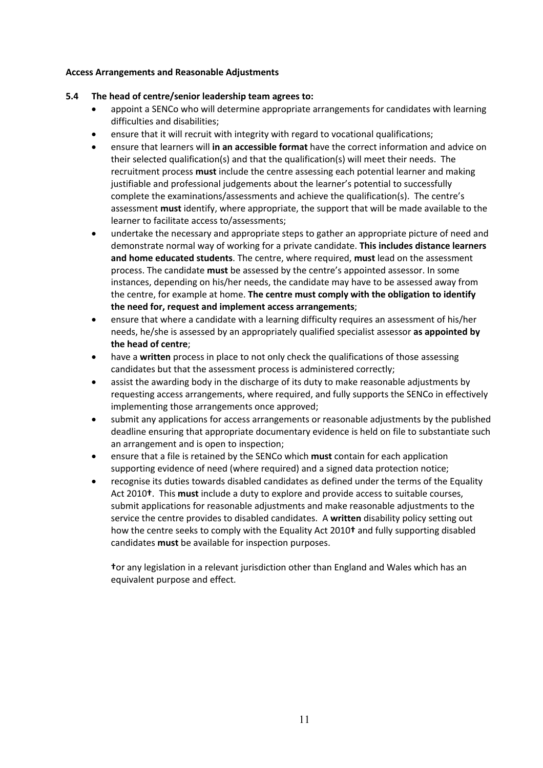**Access Arrangements and Reasonable Adjustments**

**5.4 The head of centre/senior leadership team agrees to:**

- appoint a SENCo who will determine appropriate arrangements for candidates with learning difficulties and disabilities;
- ensure that it will recruit with integrity with regard to vocational qualifications;
- ensure that learners will **in an accessible format** have the correct information and advice on their selected qualification(s) and that the qualification(s) will meet their needs. The recruitment process **must** include the centre assessing each potential learner and making justifiable and professional judgements about the learner's potential to successfully complete the examinations/assessments and achieve the qualification(s). The centre's assessment **must** identify, where appropriate, the support that will be made available to the learner to facilitate access to/assessments;
- undertake the necessary and appropriate steps to gather an appropriate picture of need and demonstrate normal way of working for a private candidate. **This includes distance learners and home educated students**. The centre, where required, **must** lead on the assessment process. The candidate **must** be assessed by the centre's appointed assessor. In some instances, depending on his/her needs, the candidate may have to be assessed away from the centre, for example at home. **The centre must comply with the obligation to identify the need for, request and implement access arrangements**;
- ensure that where a candidate with a learning difficulty requires an assessment of his/her needs, he/she is assessed by an appropriately qualified specialist assessor **as appointed by the head of centre**;
- have a **written** process in place to not only check the qualifications of those assessing candidates but that the assessment process is administered correctly;
- assist the awarding body in the discharge of its duty to make reasonable adjustments by requesting access arrangements, where required, and fully supports the SENCo in effectively implementing those arrangements once approved;
- submit any applications for access arrangements or reasonable adjustments by the published deadline ensuring that appropriate documentary evidence is held on file to substantiate such an arrangement and is open to inspection;
- ensure that a file is retained by the SENCo which **must** contain for each application supporting evidence of need (where required) and a signed data protection notice;
- recognise its duties towards disabled candidates as defined under the terms of the Equality Act 2010**†**. This **must** include a duty to explore and provide access to suitable courses, submit applications for reasonable adjustments and make reasonable adjustments to the service the centre provides to disabled candidates. A **written** disability policy setting out how the centre seeks to comply with the Equality Act 2010**†** and fully supporting disabled candidates **must** be available for inspection purposes.

**†**or any legislation in a relevant jurisdiction other than England and Wales which has an equivalent purpose and effect.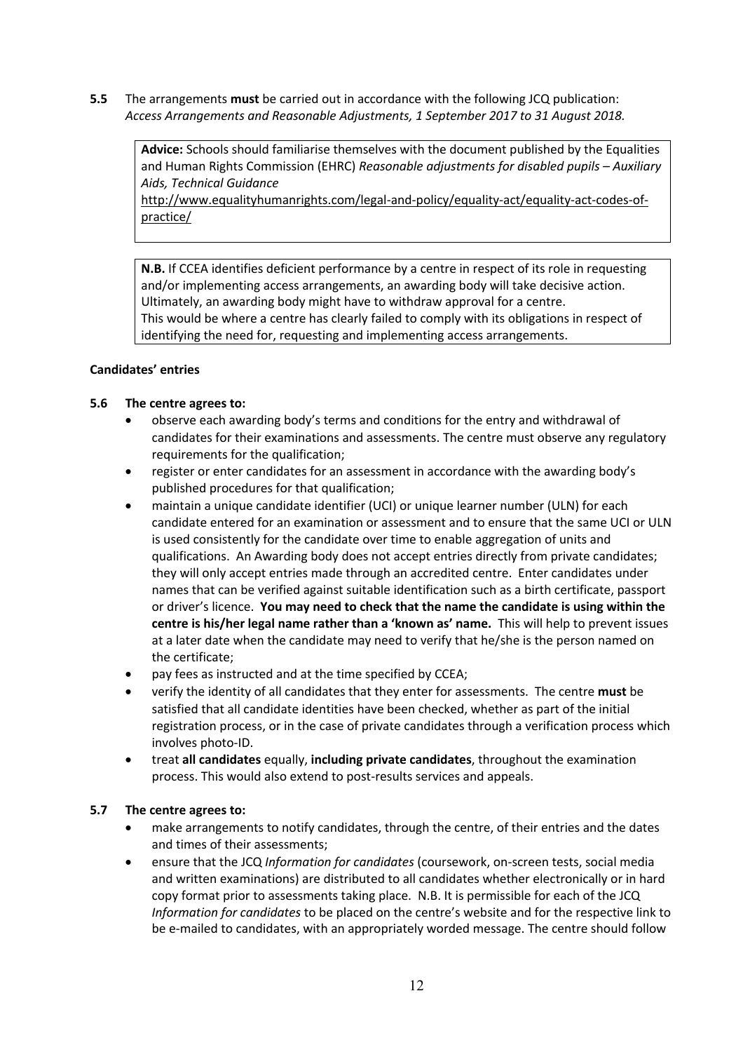**5.5** The arrangements **must** be carried out in accordance with the following JCQ publication: *Access Arrangements and Reasonable Adjustments, 1 September 2017 to 31 August 2018.*

> **Advice:** Schools should familiarise themselves with the document published by the Equalities and Human Rights Commission (EHRC) *Reasonable adjustments for disabled pupils – Auxiliary Aids, Technical Guidance*
> http://www.equalityhumanrights.com/legal-and-policy/equality-act/equality-act-codes-of-practice/

> **N.B.** If CCEA identifies deficient performance by a centre in respect of its role in requesting and/or implementing access arrangements, an awarding body will take decisive action. Ultimately, an awarding body might have to withdraw approval for a centre. This would be where a centre has clearly failed to comply with its obligations in respect of identifying the need for, requesting and implementing access arrangements.

**Candidates' entries**

**5.6 The centre agrees to:**

- observe each awarding body's terms and conditions for the entry and withdrawal of candidates for their examinations and assessments. The centre must observe any regulatory requirements for the qualification;
- register or enter candidates for an assessment in accordance with the awarding body's published procedures for that qualification;
- maintain a unique candidate identifier (UCI) or unique learner number (ULN) for each candidate entered for an examination or assessment and to ensure that the same UCI or ULN is used consistently for the candidate over time to enable aggregation of units and qualifications. An Awarding body does not accept entries directly from private candidates; they will only accept entries made through an accredited centre. Enter candidates under names that can be verified against suitable identification such as a birth certificate, passport or driver's licence. **You may need to check that the name the candidate is using within the centre is his/her legal name rather than a 'known as' name.** This will help to prevent issues at a later date when the candidate may need to verify that he/she is the person named on the certificate;
- pay fees as instructed and at the time specified by CCEA;
- verify the identity of all candidates that they enter for assessments. The centre **must** be satisfied that all candidate identities have been checked, whether as part of the initial registration process, or in the case of private candidates through a verification process which involves photo-ID.
- treat **all candidates** equally, **including private candidates**, throughout the examination process. This would also extend to post-results services and appeals.

**5.7 The centre agrees to:**

- make arrangements to notify candidates, through the centre, of their entries and the dates and times of their assessments;
- ensure that the JCQ *Information for candidates* (coursework, on-screen tests, social media and written examinations) are distributed to all candidates whether electronically or in hard copy format prior to assessments taking place. N.B. It is permissible for each of the JCQ *Information for candidates* to be placed on the centre's website and for the respective link to be e-mailed to candidates, with an appropriately worded message. The centre should follow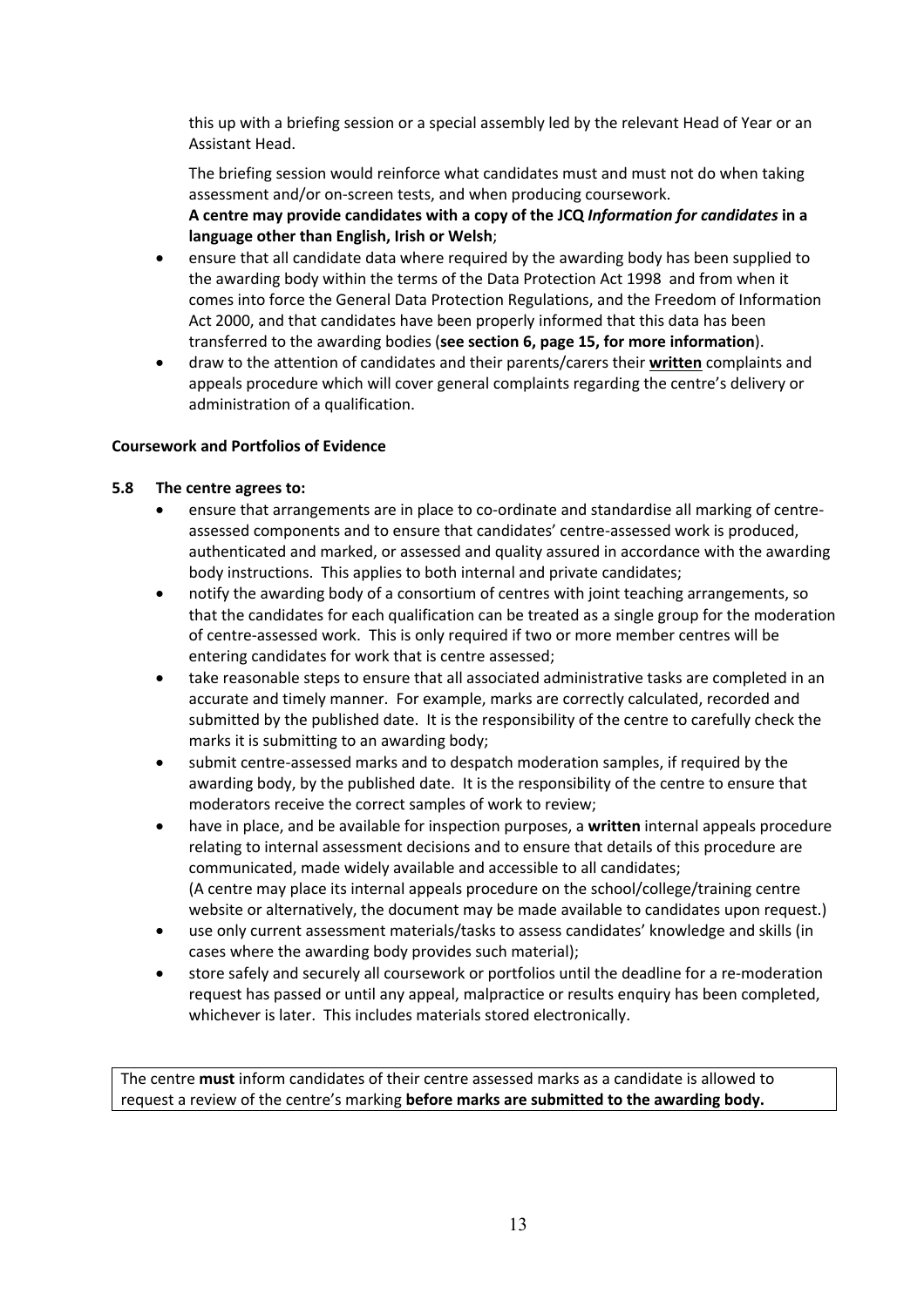this up with a briefing session or a special assembly led by the relevant Head of Year or an Assistant Head.

The briefing session would reinforce what candidates must and must not do when taking assessment and/or on-screen tests, and when producing coursework.
**A centre may provide candidates with a copy of the JCQ *Information for candidates* in a language other than English, Irish or Welsh**;

- ensure that all candidate data where required by the awarding body has been supplied to the awarding body within the terms of the Data Protection Act 1998 and from when it comes into force the General Data Protection Regulations, and the Freedom of Information Act 2000, and that candidates have been properly informed that this data has been transferred to the awarding bodies (**see section 6, page 15, for more information**).
- draw to the attention of candidates and their parents/carers their **written** complaints and appeals procedure which will cover general complaints regarding the centre's delivery or administration of a qualification.

**Coursework and Portfolios of Evidence**

**5.8 The centre agrees to:**

- ensure that arrangements are in place to co-ordinate and standardise all marking of centre-assessed components and to ensure that candidates' centre-assessed work is produced, authenticated and marked, or assessed and quality assured in accordance with the awarding body instructions. This applies to both internal and private candidates;
- notify the awarding body of a consortium of centres with joint teaching arrangements, so that the candidates for each qualification can be treated as a single group for the moderation of centre-assessed work. This is only required if two or more member centres will be entering candidates for work that is centre assessed;
- take reasonable steps to ensure that all associated administrative tasks are completed in an accurate and timely manner. For example, marks are correctly calculated, recorded and submitted by the published date. It is the responsibility of the centre to carefully check the marks it is submitting to an awarding body;
- submit centre-assessed marks and to despatch moderation samples, if required by the awarding body, by the published date. It is the responsibility of the centre to ensure that moderators receive the correct samples of work to review;
- have in place, and be available for inspection purposes, a **written** internal appeals procedure relating to internal assessment decisions and to ensure that details of this procedure are communicated, made widely available and accessible to all candidates;
  (A centre may place its internal appeals procedure on the school/college/training centre website or alternatively, the document may be made available to candidates upon request.)
- use only current assessment materials/tasks to assess candidates' knowledge and skills (in cases where the awarding body provides such material);
- store safely and securely all coursework or portfolios until the deadline for a re-moderation request has passed or until any appeal, malpractice or results enquiry has been completed, whichever is later. This includes materials stored electronically.

The centre **must** inform candidates of their centre assessed marks as a candidate is allowed to request a review of the centre's marking **before marks are submitted to the awarding body.**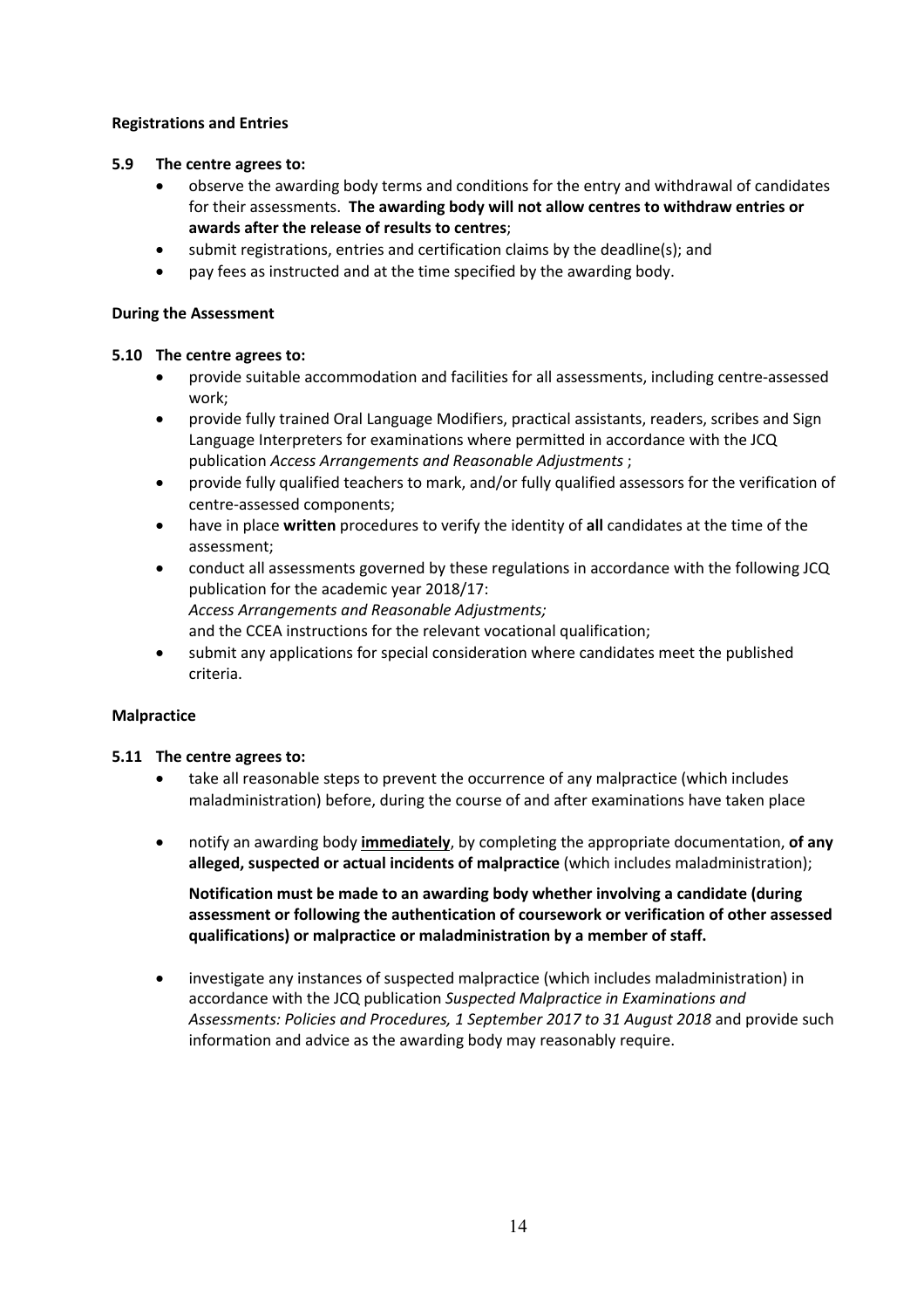**Registrations and Entries**

**5.9 The centre agrees to:**

- observe the awarding body terms and conditions for the entry and withdrawal of candidates for their assessments. **The awarding body will not allow centres to withdraw entries or awards after the release of results to centres**;
- submit registrations, entries and certification claims by the deadline(s); and
- pay fees as instructed and at the time specified by the awarding body.

**During the Assessment**

**5.10 The centre agrees to:**

- provide suitable accommodation and facilities for all assessments, including centre-assessed work;
- provide fully trained Oral Language Modifiers, practical assistants, readers, scribes and Sign Language Interpreters for examinations where permitted in accordance with the JCQ publication *Access Arrangements and Reasonable Adjustments* ;
- provide fully qualified teachers to mark, and/or fully qualified assessors for the verification of centre-assessed components;
- have in place **written** procedures to verify the identity of **all** candidates at the time of the assessment;
- conduct all assessments governed by these regulations in accordance with the following JCQ publication for the academic year 2018/17:
  *Access Arrangements and Reasonable Adjustments;*
  and the CCEA instructions for the relevant vocational qualification;
- submit any applications for special consideration where candidates meet the published criteria.

**Malpractice**

**5.11 The centre agrees to:**

- take all reasonable steps to prevent the occurrence of any malpractice (which includes maladministration) before, during the course of and after examinations have taken place
- notify an awarding body <u>**immediately**</u>, by completing the appropriate documentation, **of any alleged, suspected or actual incidents of malpractice** (which includes maladministration);

  **Notification must be made to an awarding body whether involving a candidate (during assessment or following the authentication of coursework or verification of other assessed qualifications) or malpractice or maladministration by a member of staff.**

- investigate any instances of suspected malpractice (which includes maladministration) in accordance with the JCQ publication *Suspected Malpractice in Examinations and Assessments: Policies and Procedures, 1 September 2017 to 31 August 2018* and provide such information and advice as the awarding body may reasonably require.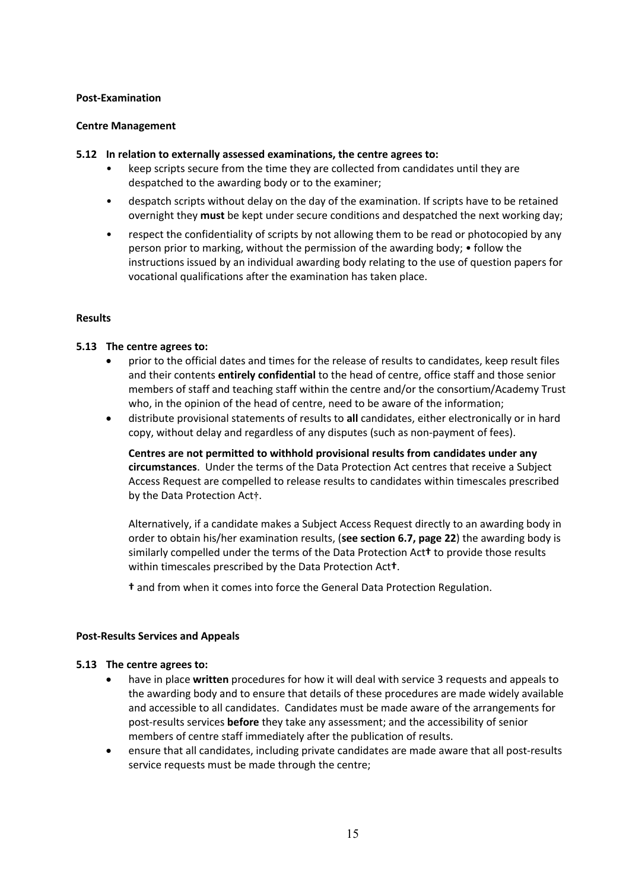**Post-Examination**

**Centre Management**

**5.12 In relation to externally assessed examinations, the centre agrees to:**

- keep scripts secure from the time they are collected from candidates until they are despatched to the awarding body or to the examiner;
- despatch scripts without delay on the day of the examination. If scripts have to be retained overnight they **must** be kept under secure conditions and despatched the next working day;
- respect the confidentiality of scripts by not allowing them to be read or photocopied by any person prior to marking, without the permission of the awarding body; • follow the instructions issued by an individual awarding body relating to the use of question papers for vocational qualifications after the examination has taken place.

**Results**

**5.13 The centre agrees to:**

- prior to the official dates and times for the release of results to candidates, keep result files and their contents **entirely confidential** to the head of centre, office staff and those senior members of staff and teaching staff within the centre and/or the consortium/Academy Trust who, in the opinion of the head of centre, need to be aware of the information;
- distribute provisional statements of results to **all** candidates, either electronically or in hard copy, without delay and regardless of any disputes (such as non-payment of fees).

  **Centres are not permitted to withhold provisional results from candidates under any circumstances**. Under the terms of the Data Protection Act centres that receive a Subject Access Request are compelled to release results to candidates within timescales prescribed by the Data Protection Act†.

  Alternatively, if a candidate makes a Subject Access Request directly to an awarding body in order to obtain his/her examination results, (**see section 6.7, page 22**) the awarding body is similarly compelled under the terms of the Data Protection Act**†** to provide those results within timescales prescribed by the Data Protection Act**†**.

  **†** and from when it comes into force the General Data Protection Regulation.

**Post-Results Services and Appeals**

**5.13 The centre agrees to:**

- have in place **written** procedures for how it will deal with service 3 requests and appeals to the awarding body and to ensure that details of these procedures are made widely available and accessible to all candidates. Candidates must be made aware of the arrangements for post-results services **before** they take any assessment; and the accessibility of senior members of centre staff immediately after the publication of results.
- ensure that all candidates, including private candidates are made aware that all post-results service requests must be made through the centre;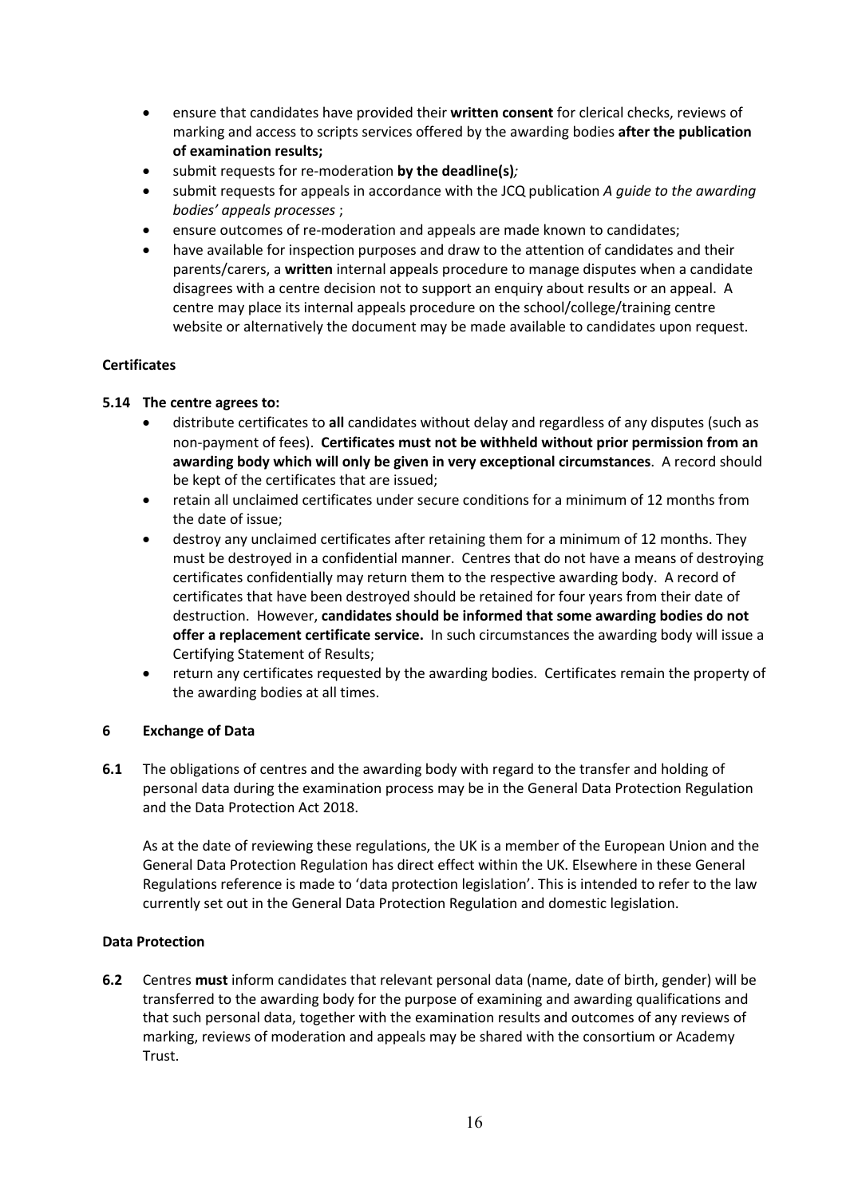- ensure that candidates have provided their **written consent** for clerical checks, reviews of marking and access to scripts services offered by the awarding bodies **after the publication of examination results;**
- submit requests for re-moderation **by the deadline(s)**;
- submit requests for appeals in accordance with the JCQ publication *A guide to the awarding bodies' appeals processes* ;
- ensure outcomes of re-moderation and appeals are made known to candidates;
- have available for inspection purposes and draw to the attention of candidates and their parents/carers, a **written** internal appeals procedure to manage disputes when a candidate disagrees with a centre decision not to support an enquiry about results or an appeal. A centre may place its internal appeals procedure on the school/college/training centre website or alternatively the document may be made available to candidates upon request.

**Certificates**

**5.14 The centre agrees to:**

- distribute certificates to **all** candidates without delay and regardless of any disputes (such as non-payment of fees). **Certificates must not be withheld without prior permission from an awarding body which will only be given in very exceptional circumstances**. A record should be kept of the certificates that are issued;
- retain all unclaimed certificates under secure conditions for a minimum of 12 months from the date of issue;
- destroy any unclaimed certificates after retaining them for a minimum of 12 months. They must be destroyed in a confidential manner. Centres that do not have a means of destroying certificates confidentially may return them to the respective awarding body. A record of certificates that have been destroyed should be retained for four years from their date of destruction. However, **candidates should be informed that some awarding bodies do not offer a replacement certificate service.** In such circumstances the awarding body will issue a Certifying Statement of Results;
- return any certificates requested by the awarding bodies. Certificates remain the property of the awarding bodies at all times.

## 6 Exchange of Data

**6.1** The obligations of centres and the awarding body with regard to the transfer and holding of personal data during the examination process may be in the General Data Protection Regulation and the Data Protection Act 2018.

As at the date of reviewing these regulations, the UK is a member of the European Union and the General Data Protection Regulation has direct effect within the UK. Elsewhere in these General Regulations reference is made to 'data protection legislation'. This is intended to refer to the law currently set out in the General Data Protection Regulation and domestic legislation.

**Data Protection**

**6.2** Centres **must** inform candidates that relevant personal data (name, date of birth, gender) will be transferred to the awarding body for the purpose of examining and awarding qualifications and that such personal data, together with the examination results and outcomes of any reviews of marking, reviews of moderation and appeals may be shared with the consortium or Academy Trust.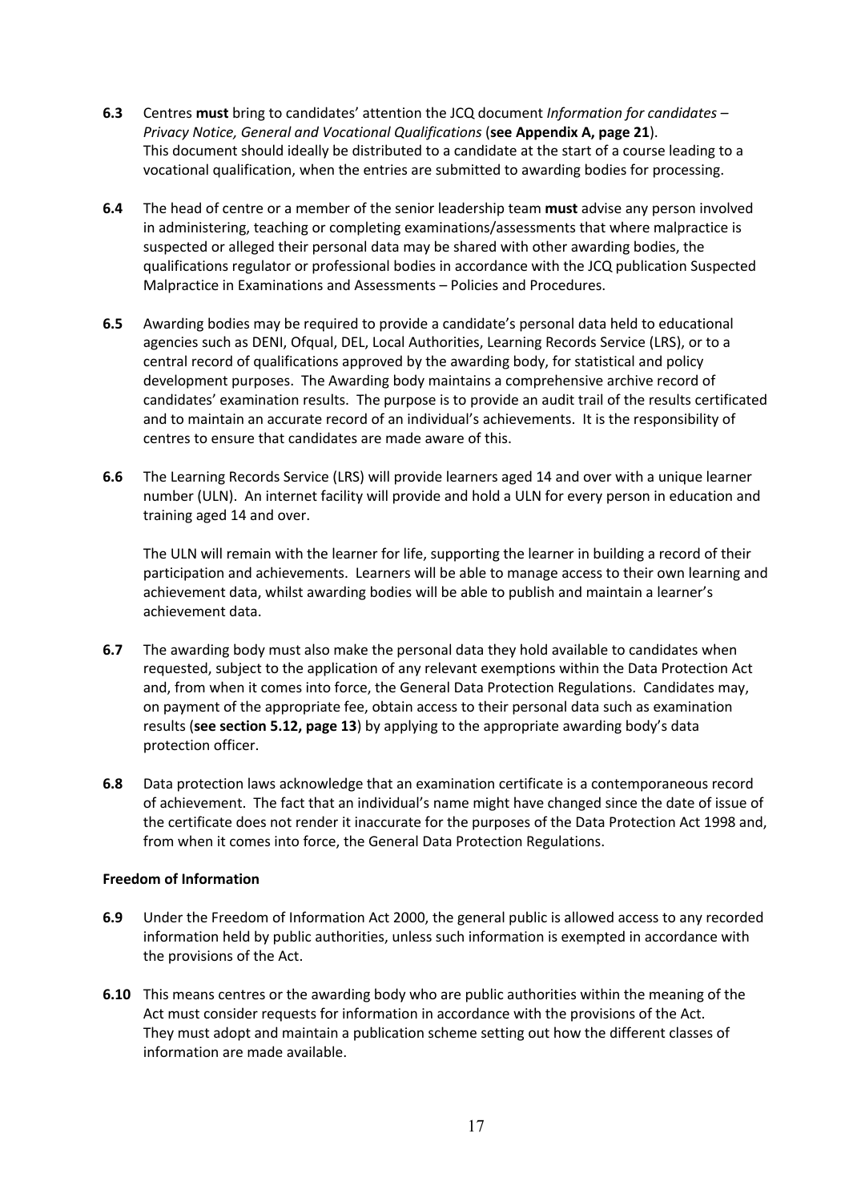**6.3** Centres **must** bring to candidates' attention the JCQ document *Information for candidates – Privacy Notice, General and Vocational Qualifications* (**see Appendix A, page 21**). This document should ideally be distributed to a candidate at the start of a course leading to a vocational qualification, when the entries are submitted to awarding bodies for processing.

**6.4** The head of centre or a member of the senior leadership team **must** advise any person involved in administering, teaching or completing examinations/assessments that where malpractice is suspected or alleged their personal data may be shared with other awarding bodies, the qualifications regulator or professional bodies in accordance with the JCQ publication Suspected Malpractice in Examinations and Assessments – Policies and Procedures.

**6.5** Awarding bodies may be required to provide a candidate's personal data held to educational agencies such as DENI, Ofqual, DEL, Local Authorities, Learning Records Service (LRS), or to a central record of qualifications approved by the awarding body, for statistical and policy development purposes. The Awarding body maintains a comprehensive archive record of candidates' examination results. The purpose is to provide an audit trail of the results certificated and to maintain an accurate record of an individual's achievements. It is the responsibility of centres to ensure that candidates are made aware of this.

**6.6** The Learning Records Service (LRS) will provide learners aged 14 and over with a unique learner number (ULN). An internet facility will provide and hold a ULN for every person in education and training aged 14 and over.

The ULN will remain with the learner for life, supporting the learner in building a record of their participation and achievements. Learners will be able to manage access to their own learning and achievement data, whilst awarding bodies will be able to publish and maintain a learner's achievement data.

**6.7** The awarding body must also make the personal data they hold available to candidates when requested, subject to the application of any relevant exemptions within the Data Protection Act and, from when it comes into force, the General Data Protection Regulations. Candidates may, on payment of the appropriate fee, obtain access to their personal data such as examination results (**see section 5.12, page 13**) by applying to the appropriate awarding body's data protection officer.

**6.8** Data protection laws acknowledge that an examination certificate is a contemporaneous record of achievement. The fact that an individual's name might have changed since the date of issue of the certificate does not render it inaccurate for the purposes of the Data Protection Act 1998 and, from when it comes into force, the General Data Protection Regulations.

**Freedom of Information**

**6.9** Under the Freedom of Information Act 2000, the general public is allowed access to any recorded information held by public authorities, unless such information is exempted in accordance with the provisions of the Act.

**6.10** This means centres or the awarding body who are public authorities within the meaning of the Act must consider requests for information in accordance with the provisions of the Act. They must adopt and maintain a publication scheme setting out how the different classes of information are made available.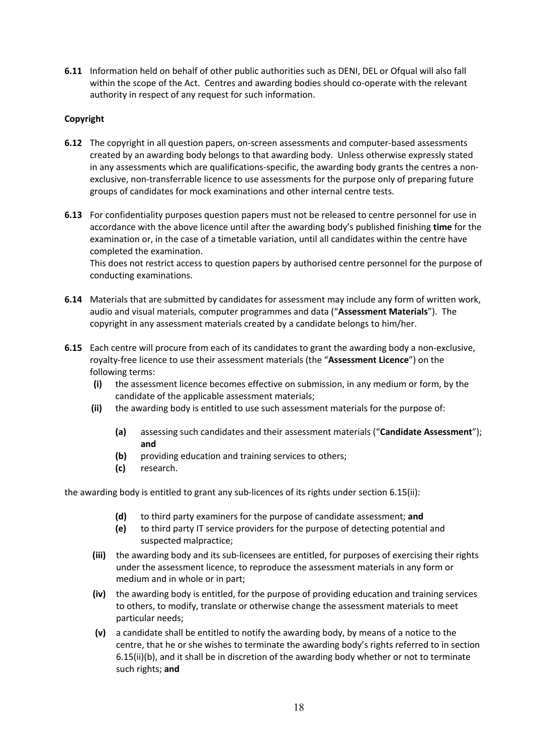**6.11** Information held on behalf of other public authorities such as DENI, DEL or Ofqual will also fall within the scope of the Act. Centres and awarding bodies should co-operate with the relevant authority in respect of any request for such information.

**Copyright**

**6.12** The copyright in all question papers, on-screen assessments and computer-based assessments created by an awarding body belongs to that awarding body. Unless otherwise expressly stated in any assessments which are qualifications-specific, the awarding body grants the centres a non-exclusive, non-transferrable licence to use assessments for the purpose only of preparing future groups of candidates for mock examinations and other internal centre tests.

**6.13** For confidentiality purposes question papers must not be released to centre personnel for use in accordance with the above licence until after the awarding body's published finishing **time** for the examination or, in the case of a timetable variation, until all candidates within the centre have completed the examination.
This does not restrict access to question papers by authorised centre personnel for the purpose of conducting examinations.

**6.14** Materials that are submitted by candidates for assessment may include any form of written work, audio and visual materials, computer programmes and data ("**Assessment Materials**"). The copyright in any assessment materials created by a candidate belongs to him/her.

**6.15** Each centre will procure from each of its candidates to grant the awarding body a non-exclusive, royalty-free licence to use their assessment materials (the "**Assessment Licence**") on the following terms:

- **(i)** the assessment licence becomes effective on submission, in any medium or form, by the candidate of the applicable assessment materials;
- **(ii)** the awarding body is entitled to use such assessment materials for the purpose of:
  - **(a)** assessing such candidates and their assessment materials ("**Candidate Assessment**"); **and**
  - **(b)** providing education and training services to others;
  - **(c)** research.

the awarding body is entitled to grant any sub-licences of its rights under section 6.15(ii):

  - **(d)** to third party examiners for the purpose of candidate assessment; **and**
  - **(e)** to third party IT service providers for the purpose of detecting potential and suspected malpractice;
- **(iii)** the awarding body and its sub-licensees are entitled, for purposes of exercising their rights under the assessment licence, to reproduce the assessment materials in any form or medium and in whole or in part;
- **(iv)** the awarding body is entitled, for the purpose of providing education and training services to others, to modify, translate or otherwise change the assessment materials to meet particular needs;
- **(v)** a candidate shall be entitled to notify the awarding body, by means of a notice to the centre, that he or she wishes to terminate the awarding body's rights referred to in section 6.15(ii)(b), and it shall be in discretion of the awarding body whether or not to terminate such rights; **and**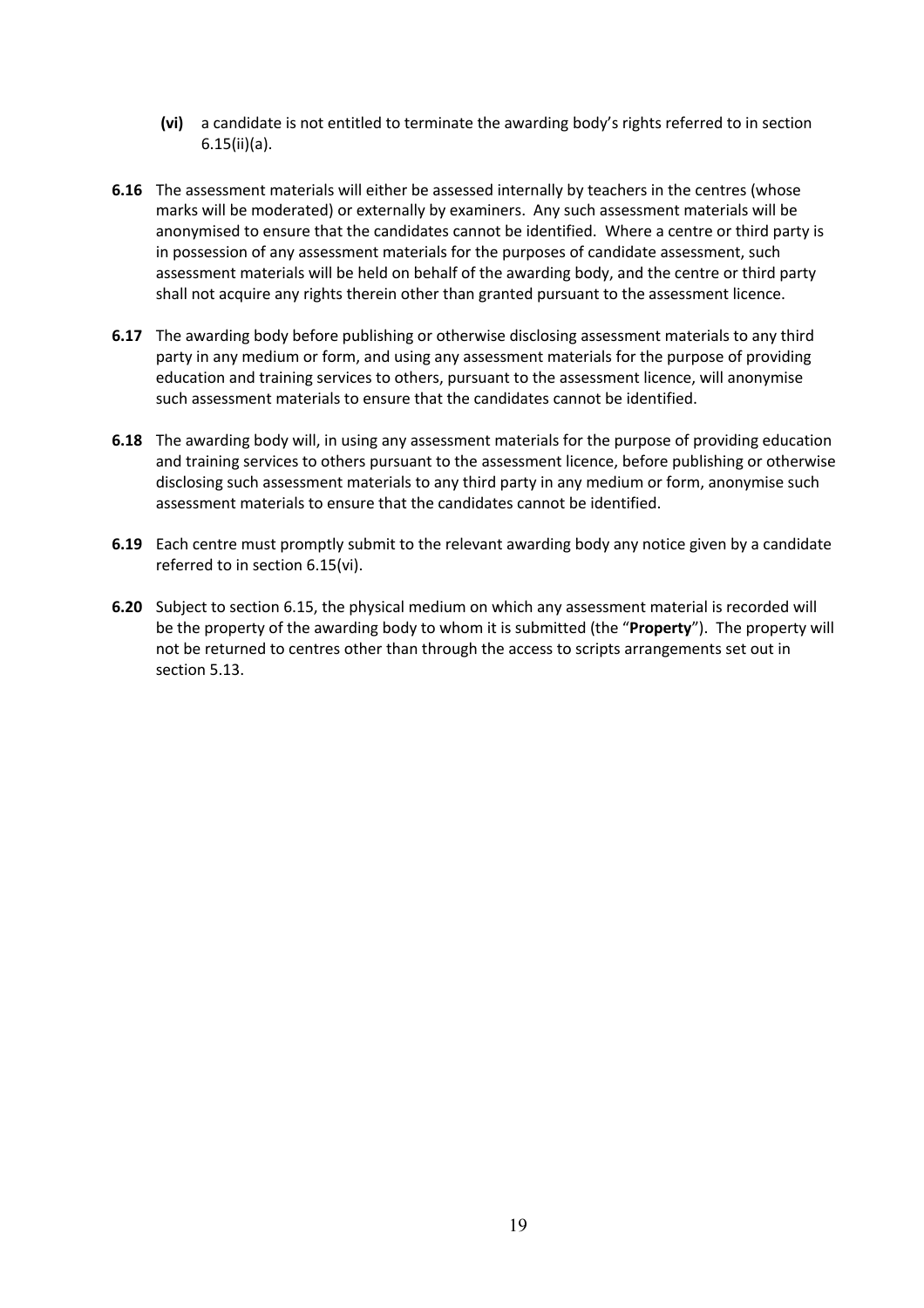**(vi)** a candidate is not entitled to terminate the awarding body's rights referred to in section 6.15(ii)(a).

**6.16** The assessment materials will either be assessed internally by teachers in the centres (whose marks will be moderated) or externally by examiners. Any such assessment materials will be anonymised to ensure that the candidates cannot be identified. Where a centre or third party is in possession of any assessment materials for the purposes of candidate assessment, such assessment materials will be held on behalf of the awarding body, and the centre or third party shall not acquire any rights therein other than granted pursuant to the assessment licence.

**6.17** The awarding body before publishing or otherwise disclosing assessment materials to any third party in any medium or form, and using any assessment materials for the purpose of providing education and training services to others, pursuant to the assessment licence, will anonymise such assessment materials to ensure that the candidates cannot be identified.

**6.18** The awarding body will, in using any assessment materials for the purpose of providing education and training services to others pursuant to the assessment licence, before publishing or otherwise disclosing such assessment materials to any third party in any medium or form, anonymise such assessment materials to ensure that the candidates cannot be identified.

**6.19** Each centre must promptly submit to the relevant awarding body any notice given by a candidate referred to in section 6.15(vi).

**6.20** Subject to section 6.15, the physical medium on which any assessment material is recorded will be the property of the awarding body to whom it is submitted (the "**Property**"). The property will not be returned to centres other than through the access to scripts arrangements set out in section 5.13.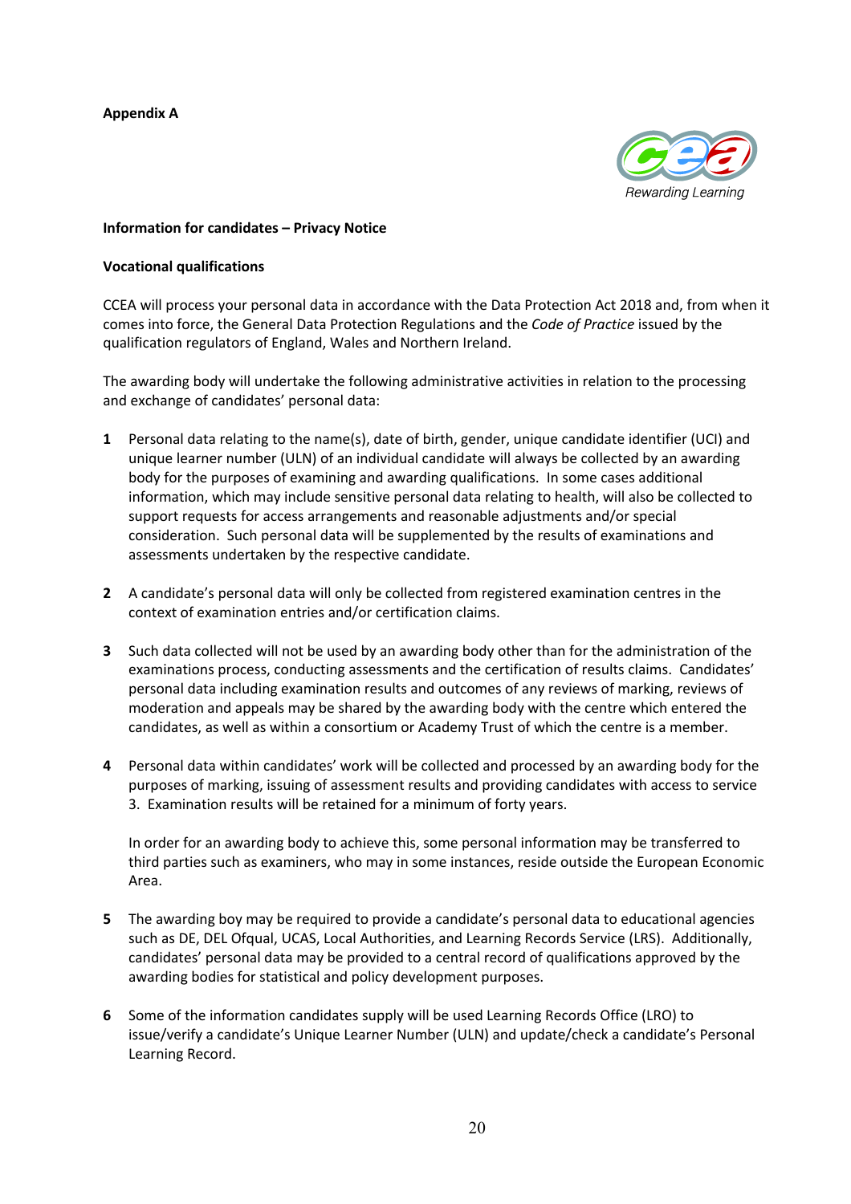**Appendix A**

**Information for candidates – Privacy Notice**

**Vocational qualifications**

CCEA will process your personal data in accordance with the Data Protection Act 2018 and, from when it comes into force, the General Data Protection Regulations and the *Code of Practice* issued by the qualification regulators of England, Wales and Northern Ireland.

The awarding body will undertake the following administrative activities in relation to the processing and exchange of candidates' personal data:

**1** Personal data relating to the name(s), date of birth, gender, unique candidate identifier (UCI) and unique learner number (ULN) of an individual candidate will always be collected by an awarding body for the purposes of examining and awarding qualifications. In some cases additional information, which may include sensitive personal data relating to health, will also be collected to support requests for access arrangements and reasonable adjustments and/or special consideration. Such personal data will be supplemented by the results of examinations and assessments undertaken by the respective candidate.

**2** A candidate's personal data will only be collected from registered examination centres in the context of examination entries and/or certification claims.

**3** Such data collected will not be used by an awarding body other than for the administration of the examinations process, conducting assessments and the certification of results claims. Candidates' personal data including examination results and outcomes of any reviews of marking, reviews of moderation and appeals may be shared by the awarding body with the centre which entered the candidates, as well as within a consortium or Academy Trust of which the centre is a member.

**4** Personal data within candidates' work will be collected and processed by an awarding body for the purposes of marking, issuing of assessment results and providing candidates with access to service 3. Examination results will be retained for a minimum of forty years.

In order for an awarding body to achieve this, some personal information may be transferred to third parties such as examiners, who may in some instances, reside outside the European Economic Area.

**5** The awarding boy may be required to provide a candidate's personal data to educational agencies such as DE, DEL Ofqual, UCAS, Local Authorities, and Learning Records Service (LRS). Additionally, candidates' personal data may be provided to a central record of qualifications approved by the awarding bodies for statistical and policy development purposes.

**6** Some of the information candidates supply will be used Learning Records Office (LRO) to issue/verify a candidate's Unique Learner Number (ULN) and update/check a candidate's Personal Learning Record.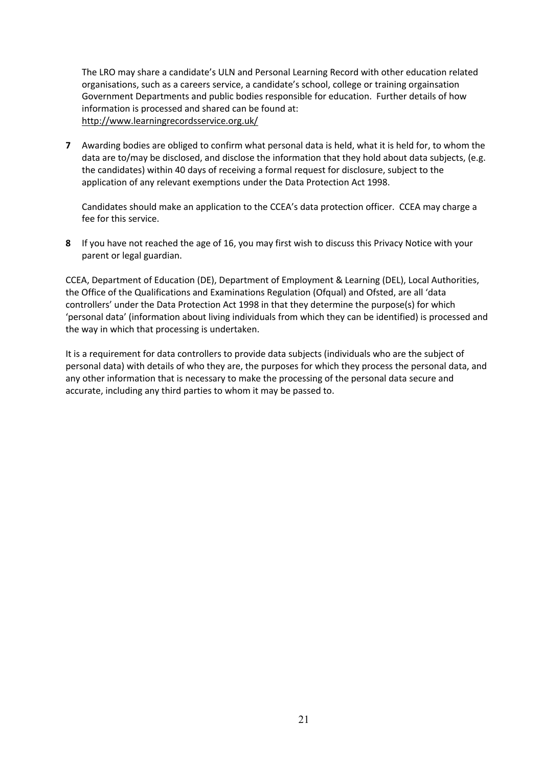The LRO may share a candidate's ULN and Personal Learning Record with other education related organisations, such as a careers service, a candidate's school, college or training orgainsation Government Departments and public bodies responsible for education. Further details of how information is processed and shared can be found at: http://www.learningrecordsservice.org.uk/

**7** Awarding bodies are obliged to confirm what personal data is held, what it is held for, to whom the data are to/may be disclosed, and disclose the information that they hold about data subjects, (e.g. the candidates) within 40 days of receiving a formal request for disclosure, subject to the application of any relevant exemptions under the Data Protection Act 1998.

Candidates should make an application to the CCEA's data protection officer. CCEA may charge a fee for this service.

**8** If you have not reached the age of 16, you may first wish to discuss this Privacy Notice with your parent or legal guardian.

CCEA, Department of Education (DE), Department of Employment & Learning (DEL), Local Authorities, the Office of the Qualifications and Examinations Regulation (Ofqual) and Ofsted, are all 'data controllers' under the Data Protection Act 1998 in that they determine the purpose(s) for which 'personal data' (information about living individuals from which they can be identified) is processed and the way in which that processing is undertaken.

It is a requirement for data controllers to provide data subjects (individuals who are the subject of personal data) with details of who they are, the purposes for which they process the personal data, and any other information that is necessary to make the processing of the personal data secure and accurate, including any third parties to whom it may be passed to.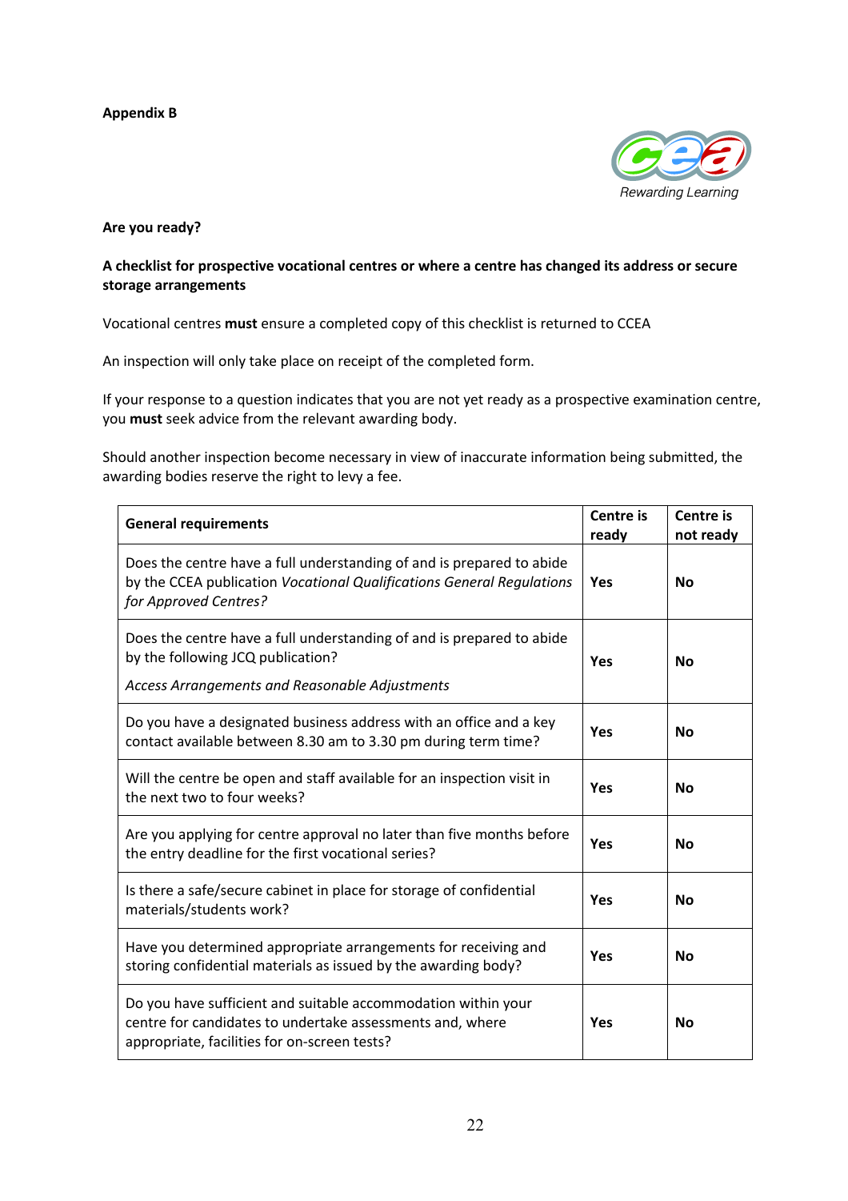**Appendix B**

**Are you ready?**

**A checklist for prospective vocational centres or where a centre has changed its address or secure storage arrangements**

Vocational centres **must** ensure a completed copy of this checklist is returned to CCEA

An inspection will only take place on receipt of the completed form.

If your response to a question indicates that you are not yet ready as a prospective examination centre, you **must** seek advice from the relevant awarding body.

Should another inspection become necessary in view of inaccurate information being submitted, the awarding bodies reserve the right to levy a fee.

| **General requirements** | **Centre is ready** | **Centre is not ready** |
|---|---|---|
| Does the centre have a full understanding of and is prepared to abide by the CCEA publication *Vocational Qualifications General Regulations for Approved Centres?* | **Yes** | **No** |
| Does the centre have a full understanding of and is prepared to abide by the following JCQ publication?<br><br>*Access Arrangements and Reasonable Adjustments* | **Yes** | **No** |
| Do you have a designated business address with an office and a key contact available between 8.30 am to 3.30 pm during term time? | **Yes** | **No** |
| Will the centre be open and staff available for an inspection visit in the next two to four weeks? | **Yes** | **No** |
| Are you applying for centre approval no later than five months before the entry deadline for the first vocational series? | **Yes** | **No** |
| Is there a safe/secure cabinet in place for storage of confidential materials/students work? | **Yes** | **No** |
| Have you determined appropriate arrangements for receiving and storing confidential materials as issued by the awarding body? | **Yes** | **No** |
| Do you have sufficient and suitable accommodation within your centre for candidates to undertake assessments and, where appropriate, facilities for on-screen tests? | **Yes** | **No** |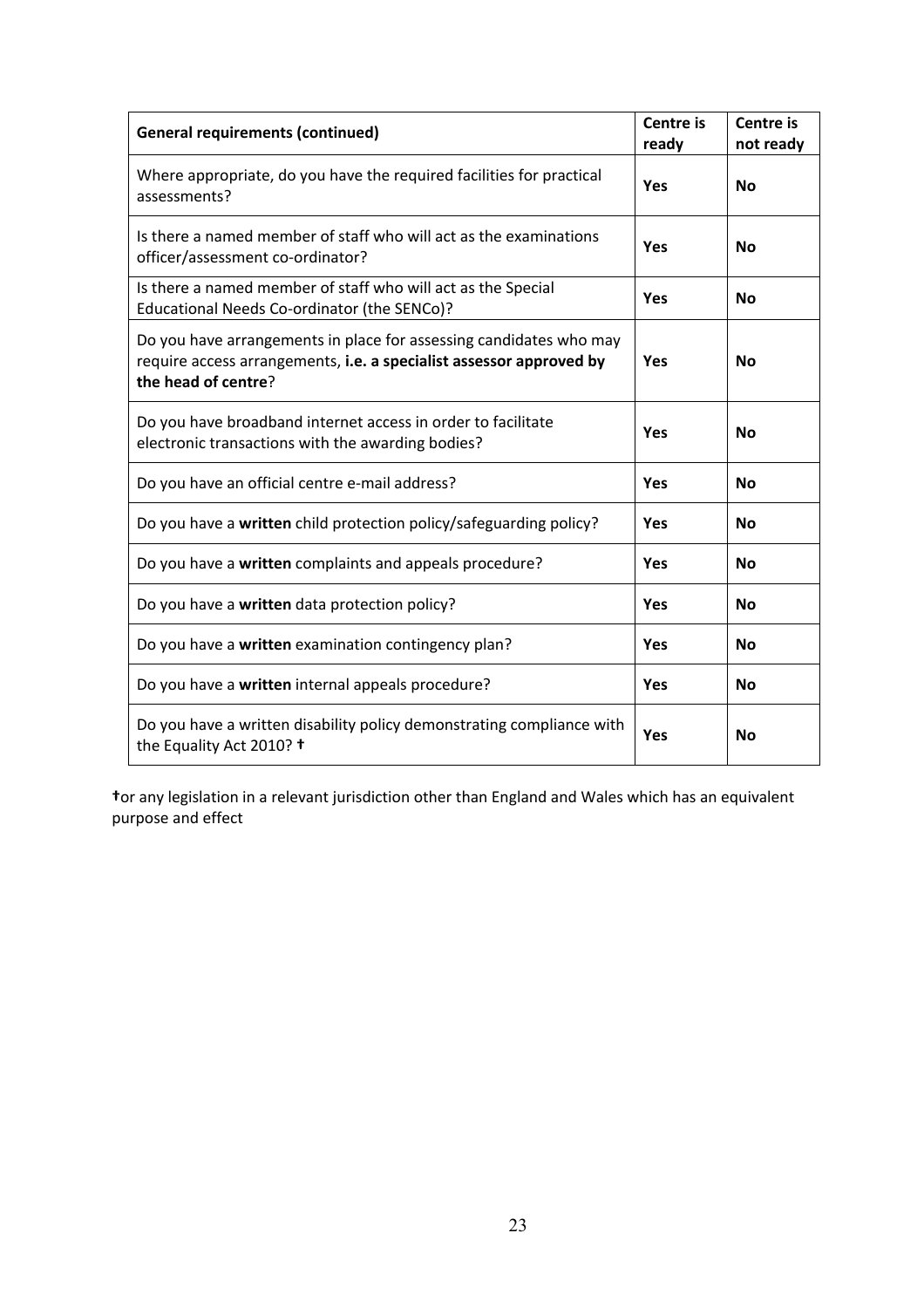| **General requirements (continued)** | **Centre is ready** | **Centre is not ready** |
|---|---|---|
| Where appropriate, do you have the required facilities for practical assessments? | **Yes** | **No** |
| Is there a named member of staff who will act as the examinations officer/assessment co-ordinator? | **Yes** | **No** |
| Is there a named member of staff who will act as the Special Educational Needs Co-ordinator (the SENCo)? | **Yes** | **No** |
| Do you have arrangements in place for assessing candidates who may require access arrangements, **i.e. a specialist assessor approved by the head of centre**? | **Yes** | **No** |
| Do you have broadband internet access in order to facilitate electronic transactions with the awarding bodies? | **Yes** | **No** |
| Do you have an official centre e-mail address? | **Yes** | **No** |
| Do you have a **written** child protection policy/safeguarding policy? | **Yes** | **No** |
| Do you have a **written** complaints and appeals procedure? | **Yes** | **No** |
| Do you have a **written** data protection policy? | **Yes** | **No** |
| Do you have a **written** examination contingency plan? | **Yes** | **No** |
| Do you have a **written** internal appeals procedure? | **Yes** | **No** |
| Do you have a written disability policy demonstrating compliance with the Equality Act 2010? **†** | **Yes** | **No** |

**†**or any legislation in a relevant jurisdiction other than England and Wales which has an equivalent purpose and effect